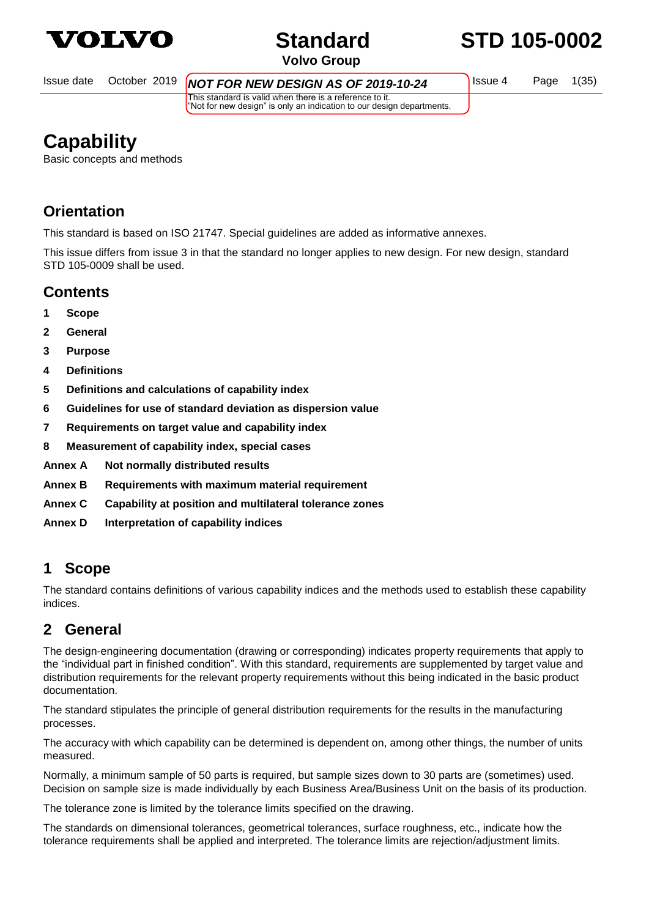# Capability

Basic concepts and methods

**NOT FOR NEW DESIGN AS OF 2019-10-24**

This standard is valid when there is a reference to it.
"Not for new design" is only an indication to our design departments.

## Orientation

This standard is based on ISO 21747. Special guidelines are added as informative annexes.

This issue differs from issue 3 in that the standard no longer applies to new design. For new design, standard STD 105-0009 shall be used.

## Contents

**1 Scope**

**2 General**

**3 Purpose**

**4 Definitions**

**5 Definitions and calculations of capability index**

**6 Guidelines for use of standard deviation as dispersion value**

**7 Requirements on target value and capability index**

**8 Measurement of capability index, special cases**

**Annex A Not normally distributed results**

**Annex B Requirements with maximum material requirement**

**Annex C Capability at position and multilateral tolerance zones**

**Annex D Interpretation of capability indices**

## 1 Scope

The standard contains definitions of various capability indices and the methods used to establish these capability indices.

## 2 General

The design-engineering documentation (drawing or corresponding) indicates property requirements that apply to the "individual part in finished condition". With this standard, requirements are supplemented by target value and distribution requirements for the relevant property requirements without this being indicated in the basic product documentation.

The standard stipulates the principle of general distribution requirements for the results in the manufacturing processes.

The accuracy with which capability can be determined is dependent on, among other things, the number of units measured.

Normally, a minimum sample of 50 parts is required, but sample sizes down to 30 parts are (sometimes) used. Decision on sample size is made individually by each Business Area/Business Unit on the basis of its production.

The tolerance zone is limited by the tolerance limits specified on the drawing.

The standards on dimensional tolerances, geometrical tolerances, surface roughness, etc., indicate how the tolerance requirements shall be applied and interpreted. The tolerance limits are rejection/adjustment limits.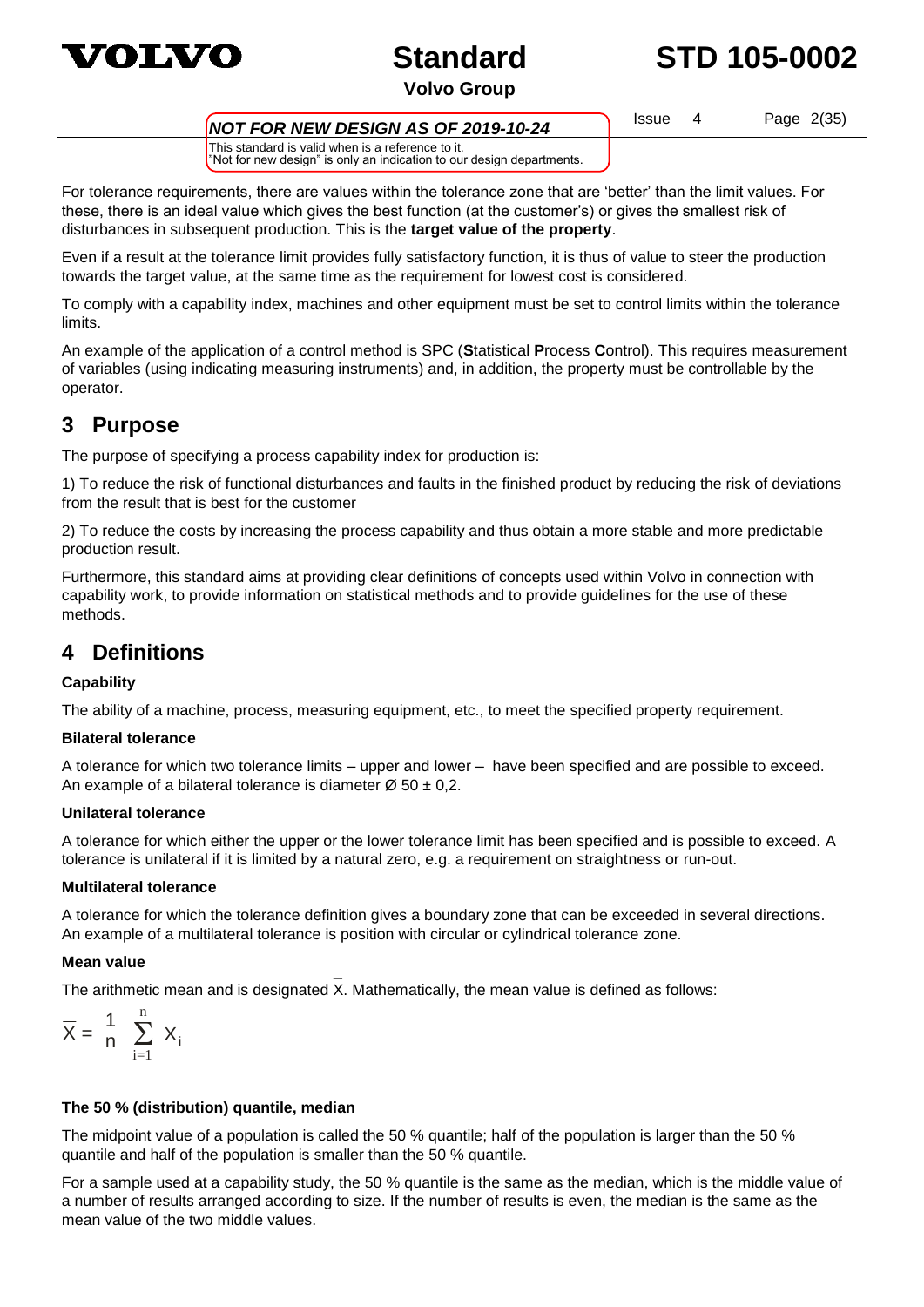For tolerance requirements, there are values within the tolerance zone that are ‘better’ than the limit values. For these, there is an ideal value which gives the best function (at the customer’s) or gives the smallest risk of disturbances in subsequent production. This is the **target value of the property**.

Even if a result at the tolerance limit provides fully satisfactory function, it is thus of value to steer the production towards the target value, at the same time as the requirement for lowest cost is considered.

To comply with a capability index, machines and other equipment must be set to control limits within the tolerance limits.

An example of the application of a control method is SPC (**S**tatistical **P**rocess **C**ontrol). This requires measurement of variables (using indicating measuring instruments) and, in addition, the property must be controllable by the operator.

# 3 Purpose

The purpose of specifying a process capability index for production is:

1) To reduce the risk of functional disturbances and faults in the finished product by reducing the risk of deviations from the result that is best for the customer

2) To reduce the costs by increasing the process capability and thus obtain a more stable and more predictable production result.

Furthermore, this standard aims at providing clear definitions of concepts used within Volvo in connection with capability work, to provide information on statistical methods and to provide guidelines for the use of these methods.

# 4 Definitions

**Capability**

The ability of a machine, process, measuring equipment, etc., to meet the specified property requirement.

**Bilateral tolerance**

A tolerance for which two tolerance limits – upper and lower – have been specified and are possible to exceed. An example of a bilateral tolerance is diameter Ø 50 ± 0,2.

**Unilateral tolerance**

A tolerance for which either the upper or the lower tolerance limit has been specified and is possible to exceed. A tolerance is unilateral if it is limited by a natural zero, e.g. a requirement on straightness or run-out.

**Multilateral tolerance**

A tolerance for which the tolerance definition gives a boundary zone that can be exceeded in several directions. An example of a multilateral tolerance is position with circular or cylindrical tolerance zone.

**Mean value**

The arithmetic mean and is designated $\overline{X}$. Mathematically, the mean value is defined as follows:

$$\overline{X} = \frac{1}{n} \sum_{i=1}^{n} X_i$$

**The 50 % (distribution) quantile, median**

The midpoint value of a population is called the 50 % quantile; half of the population is larger than the 50 % quantile and half of the population is smaller than the 50 % quantile.

For a sample used at a capability study, the 50 % quantile is the same as the median, which is the middle value of a number of results arranged according to size. If the number of results is even, the median is the same as the mean value of the two middle values.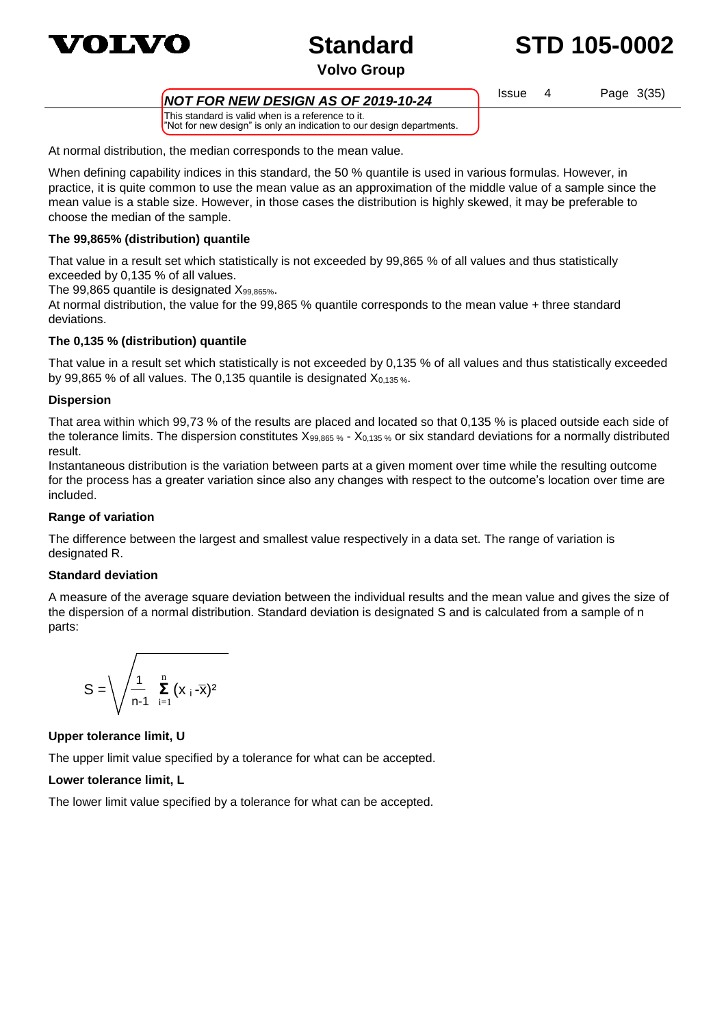At normal distribution, the median corresponds to the mean value.

When defining capability indices in this standard, the 50 % quantile is used in various formulas. However, in practice, it is quite common to use the mean value as an approximation of the middle value of a sample since the mean value is a stable size. However, in those cases the distribution is highly skewed, it may be preferable to choose the median of the sample.

**The 99,865% (distribution) quantile**

That value in a result set which statistically is not exceeded by 99,865 % of all values and thus statistically exceeded by 0,135 % of all values.
The 99,865 quantile is designated $X_{99,865\%}$.
At normal distribution, the value for the 99,865 % quantile corresponds to the mean value + three standard deviations.

**The 0,135 % (distribution) quantile**

That value in a result set which statistically is not exceeded by 0,135 % of all values and thus statistically exceeded by 99,865 % of all values. The 0,135 quantile is designated $X_{0,135\ \%}$.

**Dispersion**

That area within which 99,73 % of the results are placed and located so that 0,135 % is placed outside each side of the tolerance limits. The dispersion constitutes $X_{99,865\ \%}$ - $X_{0,135\ \%}$ or six standard deviations for a normally distributed result.
Instantaneous distribution is the variation between parts at a given moment over time while the resulting outcome for the process has a greater variation since also any changes with respect to the outcome's location over time are included.

**Range of variation**

The difference between the largest and smallest value respectively in a data set. The range of variation is designated R.

**Standard deviation**

A measure of the average square deviation between the individual results and the mean value and gives the size of the dispersion of a normal distribution. Standard deviation is designated S and is calculated from a sample of n parts:

$$S = \sqrt{\frac{1}{n-1} \sum_{i=1}^{n} (x_i - \bar{x})^2}$$

**Upper tolerance limit, U**

The upper limit value specified by a tolerance for what can be accepted.

**Lower tolerance limit, L**

The lower limit value specified by a tolerance for what can be accepted.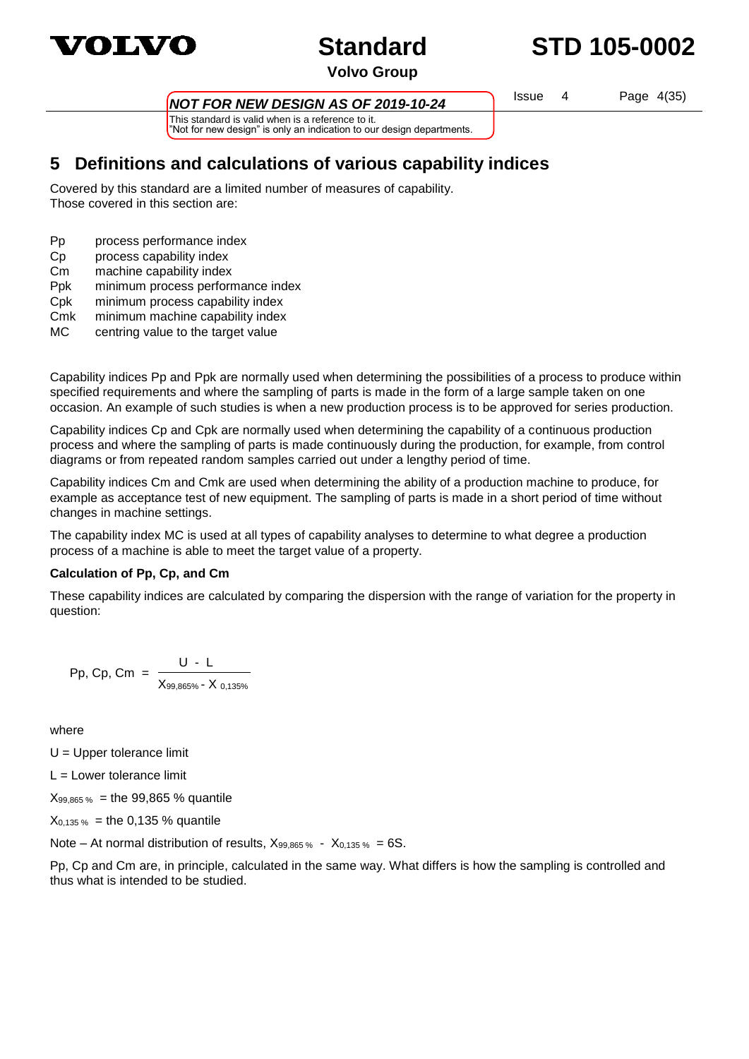# 5 Definitions and calculations of various capability indices

Covered by this standard are a limited number of measures of capability.
Those covered in this section are:

- Pp process performance index
- Cp process capability index
- Cm machine capability index
- Ppk minimum process performance index
- Cpk minimum process capability index
- Cmk minimum machine capability index
- MC centring value to the target value

Capability indices Pp and Ppk are normally used when determining the possibilities of a process to produce within specified requirements and where the sampling of parts is made in the form of a large sample taken on one occasion. An example of such studies is when a new production process is to be approved for series production.

Capability indices Cp and Cpk are normally used when determining the capability of a continuous production process and where the sampling of parts is made continuously during the production, for example, from control diagrams or from repeated random samples carried out under a lengthy period of time.

Capability indices Cm and Cmk are used when determining the ability of a production machine to produce, for example as acceptance test of new equipment. The sampling of parts is made in a short period of time without changes in machine settings.

The capability index MC is used at all types of capability analyses to determine to what degree a production process of a machine is able to meet the target value of a property.

**Calculation of Pp, Cp, and Cm**

These capability indices are calculated by comparing the dispersion with the range of variation for the property in question:

$$\text{Pp, Cp, Cm} = \frac{U - L}{X_{99,865\%} - X_{0,135\%}}$$

where

U = Upper tolerance limit

L = Lower tolerance limit

$X_{99,865\,\%}$ = the 99,865 % quantile

$X_{0,135\,\%}$ = the 0,135 % quantile

Note – At normal distribution of results, $X_{99,865\,\%} - X_{0,135\,\%} = 6S$.

Pp, Cp and Cm are, in principle, calculated in the same way. What differs is how the sampling is controlled and thus what is intended to be studied.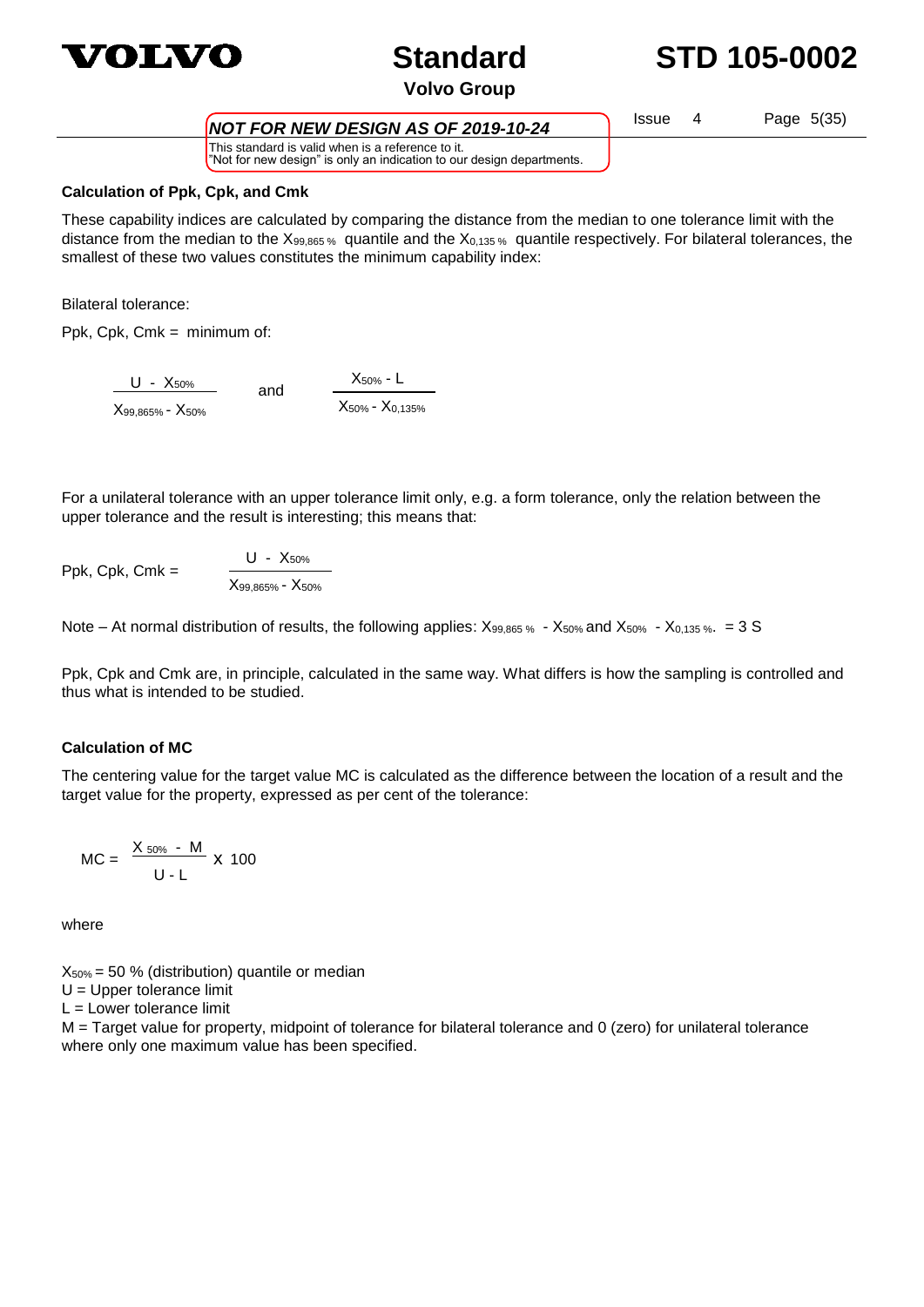**Calculation of Ppk, Cpk, and Cmk**

These capability indices are calculated by comparing the distance from the median to one tolerance limit with the distance from the median to the $X_{99,865\,\%}$ quantile and the $X_{0,135\,\%}$ quantile respectively. For bilateral tolerances, the smallest of these two values constitutes the minimum capability index:

Bilateral tolerance:

Ppk, Cpk, Cmk = minimum of:

$$\frac{U - X_{50\%}}{X_{99,865\%} - X_{50\%}} \quad \text{and} \quad \frac{X_{50\%} - L}{X_{50\%} - X_{0,135\%}}$$

For a unilateral tolerance with an upper tolerance limit only, e.g. a form tolerance, only the relation between the upper tolerance and the result is interesting; this means that:

$$\text{Ppk, Cpk, Cmk} = \frac{U - X_{50\%}}{X_{99,865\%} - X_{50\%}}$$

Note – At normal distribution of results, the following applies: $X_{99,865\,\%} - X_{50\%}$ and $X_{50\%} - X_{0,135\,\%}$. = 3 S

Ppk, Cpk and Cmk are, in principle, calculated in the same way. What differs is how the sampling is controlled and thus what is intended to be studied.

**Calculation of MC**

The centering value for the target value MC is calculated as the difference between the location of a result and the target value for the property, expressed as per cent of the tolerance:

$$MC = \frac{X_{50\%} - M}{U - L} \times 100$$

where

$X_{50\%}$ = 50 % (distribution) quantile or median
U = Upper tolerance limit
L = Lower tolerance limit
M = Target value for property, midpoint of tolerance for bilateral tolerance and 0 (zero) for unilateral tolerance where only one maximum value has been specified.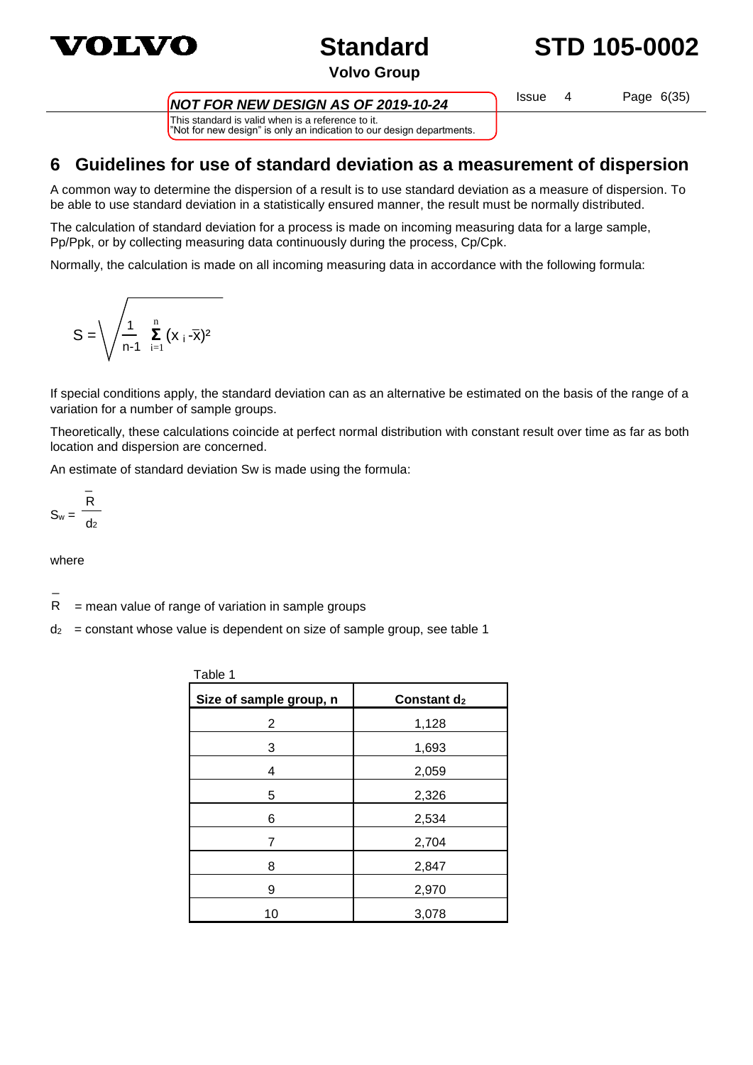## 6 Guidelines for use of standard deviation as a measurement of dispersion

A common way to determine the dispersion of a result is to use standard deviation as a measure of dispersion. To be able to use standard deviation in a statistically ensured manner, the result must be normally distributed.

The calculation of standard deviation for a process is made on incoming measuring data for a large sample, Pp/Ppk, or by collecting measuring data continuously during the process, Cp/Cpk.

Normally, the calculation is made on all incoming measuring data in accordance with the following formula:

$$S = \sqrt{\frac{1}{n-1} \sum_{i=1}^{n} (x_i - \bar{x})^2}$$

If special conditions apply, the standard deviation can as an alternative be estimated on the basis of the range of a variation for a number of sample groups.

Theoretically, these calculations coincide at perfect normal distribution with constant result over time as far as both location and dispersion are concerned.

An estimate of standard deviation Sw is made using the formula:

$$S_w = \frac{\bar{R}}{d_2}$$

where

$\bar{R}$ = mean value of range of variation in sample groups

$d_2$ = constant whose value is dependent on size of sample group, see table 1

Table 1

| Size of sample group, n | Constant $d_2$ |
|---|---|
| 2 | 1,128 |
| 3 | 1,693 |
| 4 | 2,059 |
| 5 | 2,326 |
| 6 | 2,534 |
| 7 | 2,704 |
| 8 | 2,847 |
| 9 | 2,970 |
| 10 | 3,078 |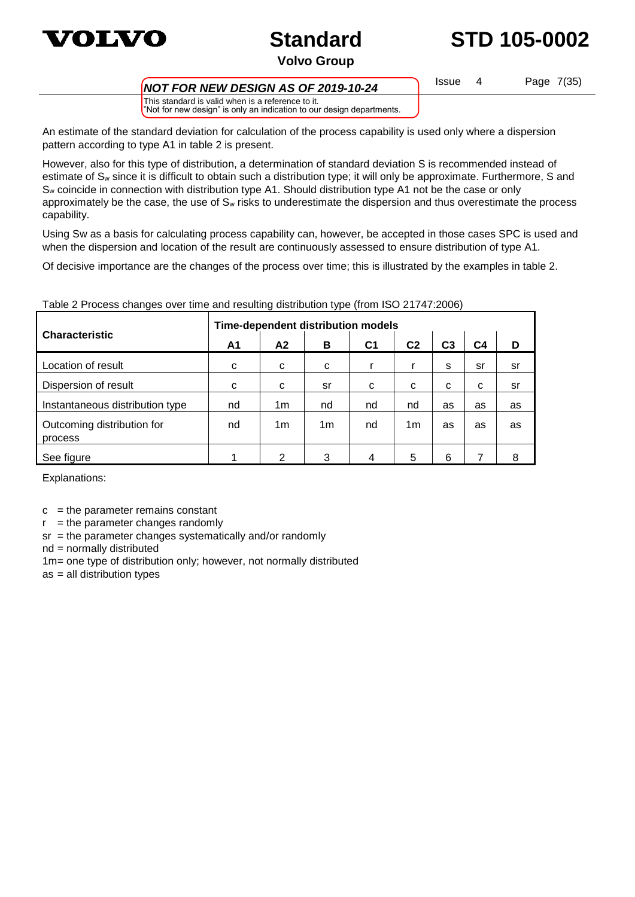An estimate of the standard deviation for calculation of the process capability is used only where a dispersion pattern according to type A1 in table 2 is present.

However, also for this type of distribution, a determination of standard deviation S is recommended instead of estimate of $S_w$ since it is difficult to obtain such a distribution type; it will only be approximate. Furthermore, S and $S_w$ coincide in connection with distribution type A1. Should distribution type A1 not be the case or only approximately be the case, the use of $S_w$ risks to underestimate the dispersion and thus overestimate the process capability.

Using Sw as a basis for calculating process capability can, however, be accepted in those cases SPC is used and when the dispersion and location of the result are continuously assessed to ensure distribution of type A1.

Of decisive importance are the changes of the process over time; this is illustrated by the examples in table 2.

Table 2 Process changes over time and resulting distribution type (from ISO 21747:2006)

| Characteristic | Time-dependent distribution models | | | | | | | |
|---|---|---|---|---|---|---|---|---|
| | A1 | A2 | B | C1 | C2 | C3 | C4 | D |
| Location of result | c | c | c | r | r | s | sr | sr |
| Dispersion of result | c | c | sr | c | c | c | c | sr |
| Instantaneous distribution type | nd | 1m | nd | nd | nd | as | as | as |
| Outcoming distribution for process | nd | 1m | 1m | nd | 1m | as | as | as |
| See figure | 1 | 2 | 3 | 4 | 5 | 6 | 7 | 8 |

Explanations:

c = the parameter remains constant
r = the parameter changes randomly
sr = the parameter changes systematically and/or randomly
nd = normally distributed
1m= one type of distribution only; however, not normally distributed
as = all distribution types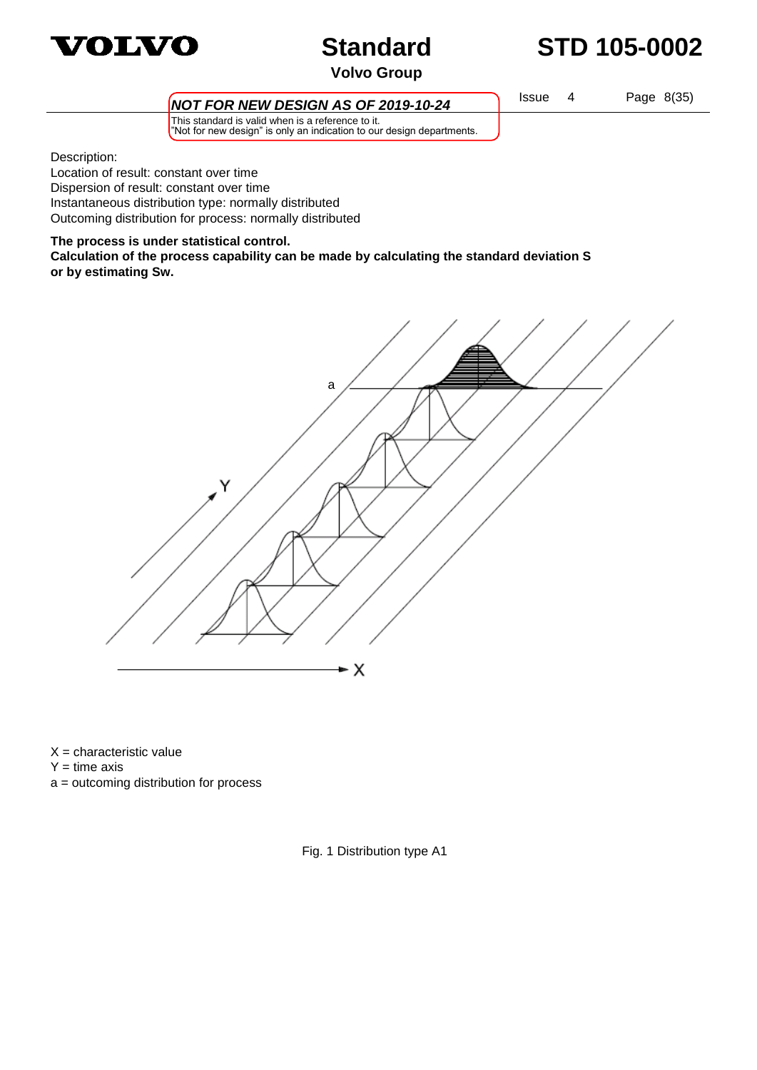Description:
Location of result: constant over time
Dispersion of result: constant over time
Instantaneous distribution type: normally distributed
Outcoming distribution for process: normally distributed

**The process is under statistical control.**
**Calculation of the process capability can be made by calculating the standard deviation S or by estimating Sw.**

X = characteristic value
Y = time axis
a = outcoming distribution for process

Fig. 1 Distribution type A1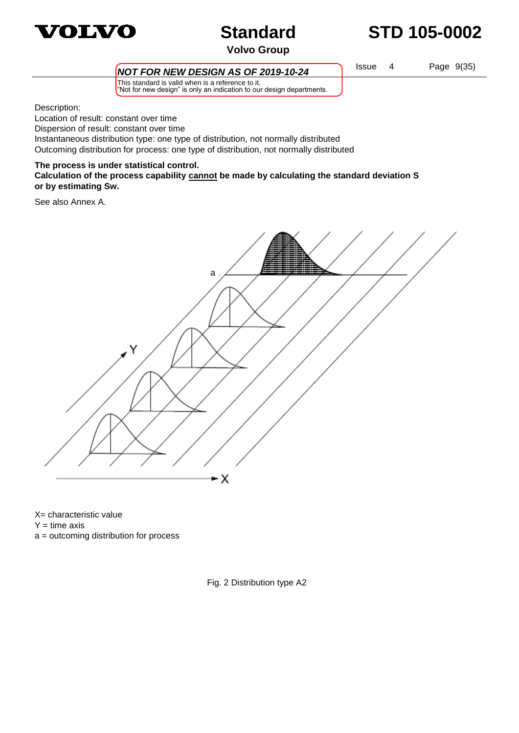Description:

Location of result: constant over time

Dispersion of result: constant over time

Instantaneous distribution type: one type of distribution, not normally distributed

Outcoming distribution for process: one type of distribution, not normally distributed

**The process is under statistical control.**
**Calculation of the process capability <u>cannot</u> be made by calculating the standard deviation S or by estimating Sw.**

See also Annex A.

X= characteristic value

Y = time axis

a = outcoming distribution for process

Fig. 2 Distribution type A2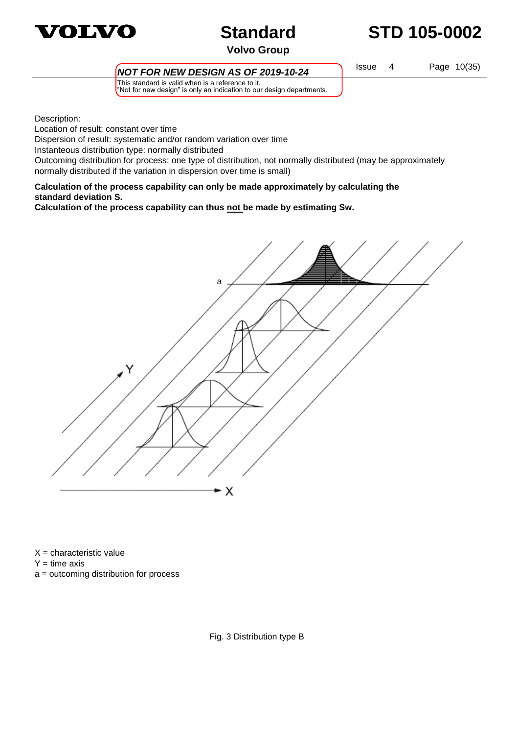Description:

Location of result: constant over time

Dispersion of result: systematic and/or random variation over time

Instantaneous distribution type: normally distributed

Outcoming distribution for process: one type of distribution, not normally distributed (may be approximately normally distributed if the variation in dispersion over time is small)

**Calculation of the process capability can only be made approximately by calculating the standard deviation S.**

**Calculation of the process capability can thus not be made by estimating Sw.**

X = characteristic value

Y = time axis

a = outcoming distribution for process

Fig. 3 Distribution type B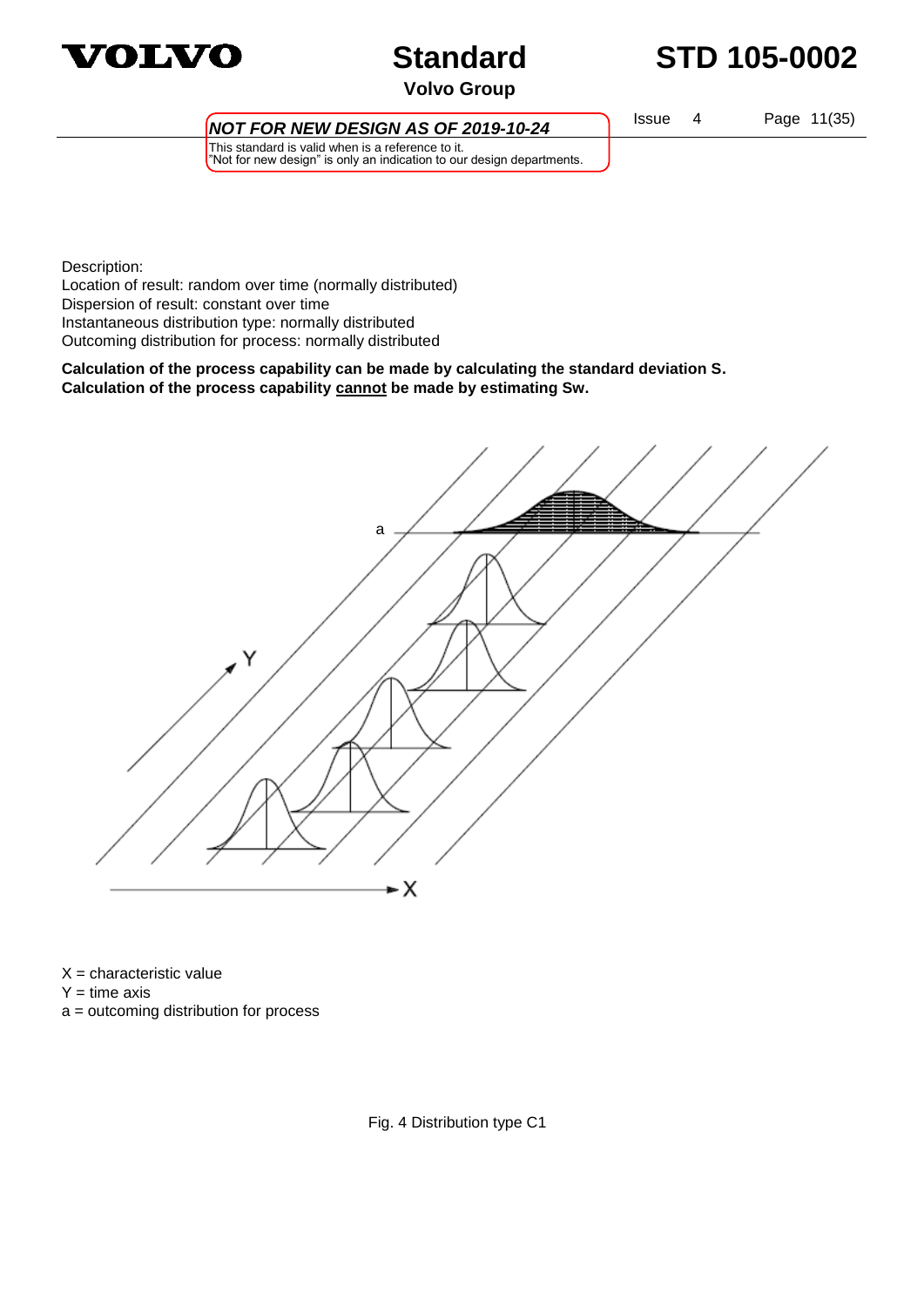Description:
Location of result: random over time (normally distributed)
Dispersion of result: constant over time
Instantaneous distribution type: normally distributed
Outcoming distribution for process: normally distributed

**Calculation of the process capability can be made by calculating the standard deviation S.**
**Calculation of the process capability <u>cannot</u> be made by estimating Sw.**

X = characteristic value
Y = time axis
a = outcoming distribution for process

Fig. 4 Distribution type C1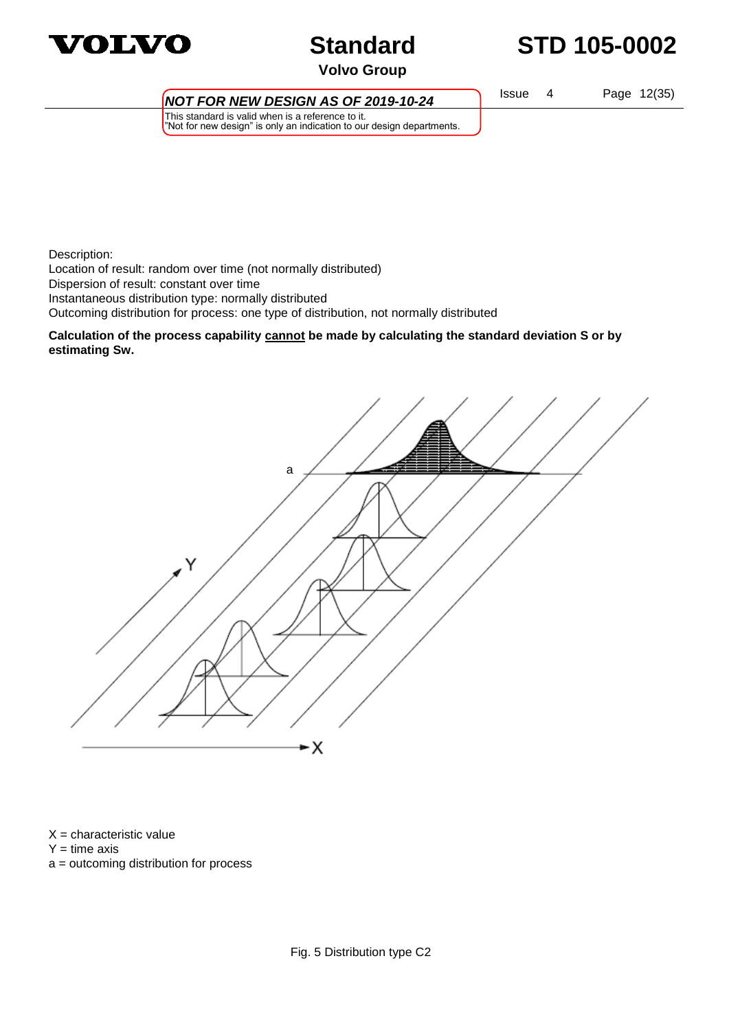Description:
Location of result: random over time (not normally distributed)
Dispersion of result: constant over time
Instantaneous distribution type: normally distributed
Outcoming distribution for process: one type of distribution, not normally distributed

**Calculation of the process capability <u>cannot</u> be made by calculating the standard deviation S or by estimating Sw.**

X = characteristic value
Y = time axis
a = outcoming distribution for process

Fig. 5 Distribution type C2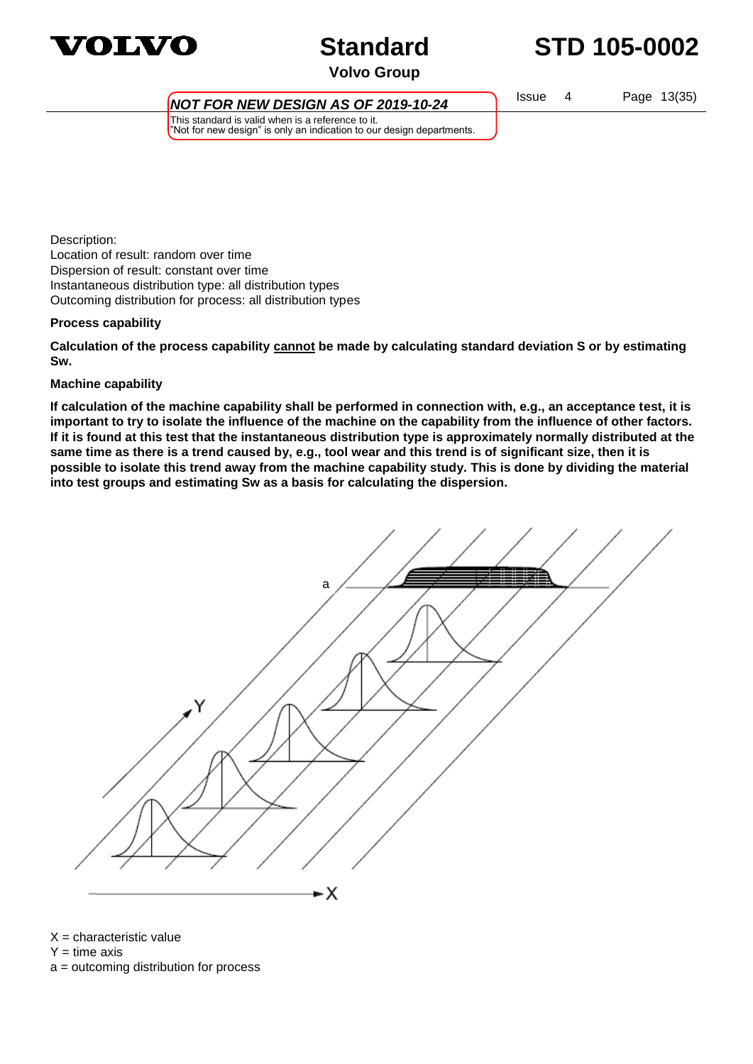Description:
Location of result: random over time
Dispersion of result: constant over time
Instantaneous distribution type: all distribution types
Outcoming distribution for process: all distribution types

**Process capability**

**Calculation of the process capability <u>cannot</u> be made by calculating standard deviation S or by estimating Sw.**

**Machine capability**

**If calculation of the machine capability shall be performed in connection with, e.g., an acceptance test, it is important to try to isolate the influence of the machine on the capability from the influence of other factors. If it is found at this test that the instantaneous distribution type is approximately normally distributed at the same time as there is a trend caused by, e.g., tool wear and this trend is of significant size, then it is possible to isolate this trend away from the machine capability study. This is done by dividing the material into test groups and estimating Sw as a basis for calculating the dispersion.**

X = characteristic value
Y = time axis
a = outcoming distribution for process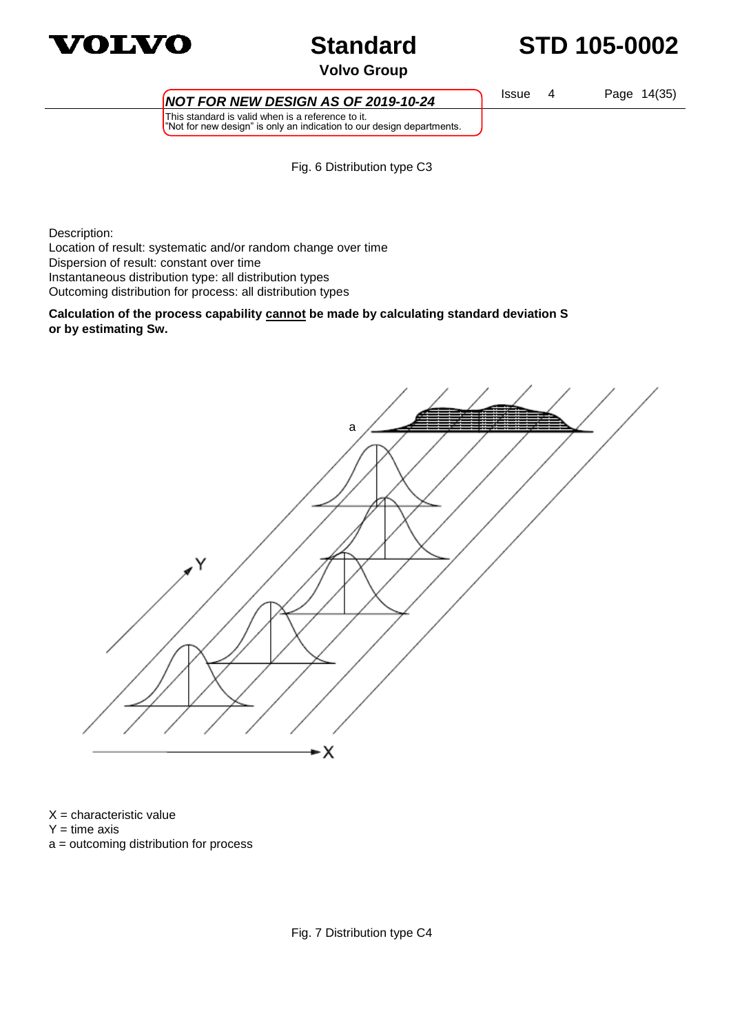Fig. 6 Distribution type C3

Description:
Location of result: systematic and/or random change over time
Dispersion of result: constant over time
Instantaneous distribution type: all distribution types
Outcoming distribution for process: all distribution types

**Calculation of the process capability <u>cannot</u> be made by calculating standard deviation S or by estimating Sw.**

X = characteristic value
Y = time axis
a = outcoming distribution for process

Fig. 7 Distribution type C4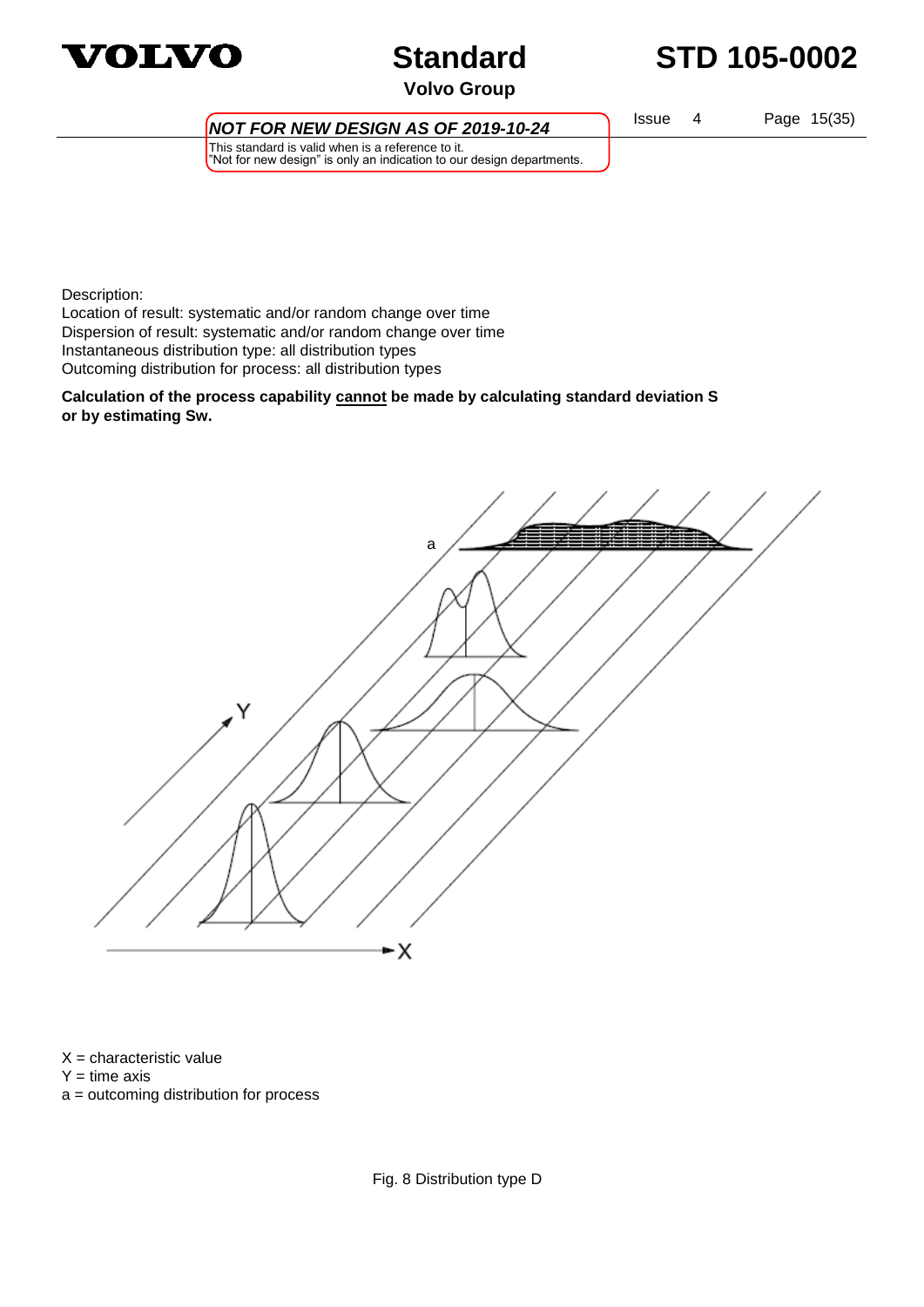Description:
Location of result: systematic and/or random change over time
Dispersion of result: systematic and/or random change over time
Instantaneous distribution type: all distribution types
Outcoming distribution for process: all distribution types

**Calculation of the process capability cannot be made by calculating standard deviation S or by estimating Sw.**

X = characteristic value
Y = time axis
a = outcoming distribution for process

Fig. 8 Distribution type D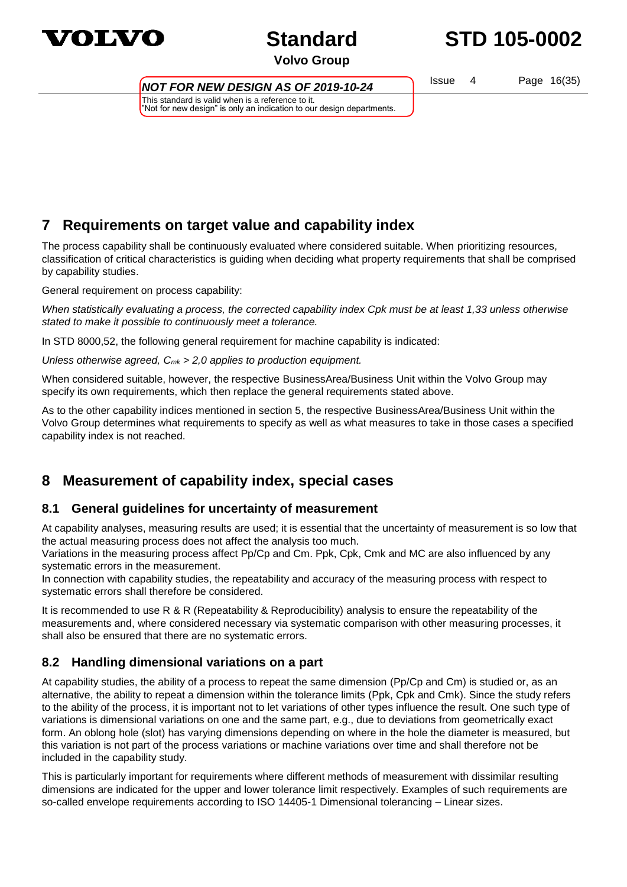## 7 Requirements on target value and capability index

The process capability shall be continuously evaluated where considered suitable. When prioritizing resources, classification of critical characteristics is guiding when deciding what property requirements that shall be comprised by capability studies.

General requirement on process capability:

*When statistically evaluating a process, the corrected capability index Cpk must be at least 1,33 unless otherwise stated to make it possible to continuously meet a tolerance.*

In STD 8000,52, the following general requirement for machine capability is indicated:

*Unless otherwise agreed, $C_{mk}$ > 2,0 applies to production equipment.*

When considered suitable, however, the respective BusinessArea/Business Unit within the Volvo Group may specify its own requirements, which then replace the general requirements stated above.

As to the other capability indices mentioned in section 5, the respective BusinessArea/Business Unit within the Volvo Group determines what requirements to specify as well as what measures to take in those cases a specified capability index is not reached.

## 8 Measurement of capability index, special cases

### 8.1 General guidelines for uncertainty of measurement

At capability analyses, measuring results are used; it is essential that the uncertainty of measurement is so low that the actual measuring process does not affect the analysis too much.
Variations in the measuring process affect Pp/Cp and Cm. Ppk, Cpk, Cmk and MC are also influenced by any systematic errors in the measurement.
In connection with capability studies, the repeatability and accuracy of the measuring process with respect to systematic errors shall therefore be considered.

It is recommended to use R & R (Repeatability & Reproducibility) analysis to ensure the repeatability of the measurements and, where considered necessary via systematic comparison with other measuring processes, it shall also be ensured that there are no systematic errors.

### 8.2 Handling dimensional variations on a part

At capability studies, the ability of a process to repeat the same dimension (Pp/Cp and Cm) is studied or, as an alternative, the ability to repeat a dimension within the tolerance limits (Ppk, Cpk and Cmk). Since the study refers to the ability of the process, it is important not to let variations of other types influence the result. One such type of variations is dimensional variations on one and the same part, e.g., due to deviations from geometrically exact form. An oblong hole (slot) has varying dimensions depending on where in the hole the diameter is measured, but this variation is not part of the process variations or machine variations over time and shall therefore not be included in the capability study.

This is particularly important for requirements where different methods of measurement with dissimilar resulting dimensions are indicated for the upper and lower tolerance limit respectively. Examples of such requirements are so-called envelope requirements according to ISO 14405-1 Dimensional tolerancing – Linear sizes.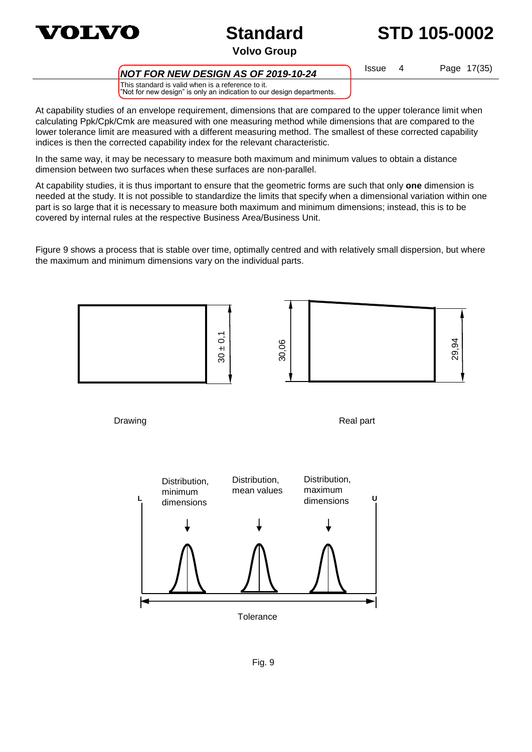**NOT FOR NEW DESIGN AS OF 2019-10-24**

This standard is valid when is a reference to it.
"Not for new design" is only an indication to our design departments.

At capability studies of an envelope requirement, dimensions that are compared to the upper tolerance limit when calculating Ppk/Cpk/Cmk are measured with one measuring method while dimensions that are compared to the lower tolerance limit are measured with a different measuring method. The smallest of these corrected capability indices is then the corrected capability index for the relevant characteristic.

In the same way, it may be necessary to measure both maximum and minimum values to obtain a distance dimension between two surfaces when these surfaces are non-parallel.

At capability studies, it is thus important to ensure that the geometric forms are such that only **one** dimension is needed at the study. It is not possible to standardize the limits that specify when a dimensional variation within one part is so large that it is necessary to measure both maximum and minimum dimensions; instead, this is to be covered by internal rules at the respective Business Area/Business Unit.

Figure 9 shows a process that is stable over time, optimally centred and with relatively small dispersion, but where the maximum and minimum dimensions vary on the individual parts.

30 ± 0,1

Drawing

30,06 29,94

Real part

L Distribution, minimum dimensions — Distribution, mean values — Distribution, maximum dimensions U

Tolerance

Fig. 9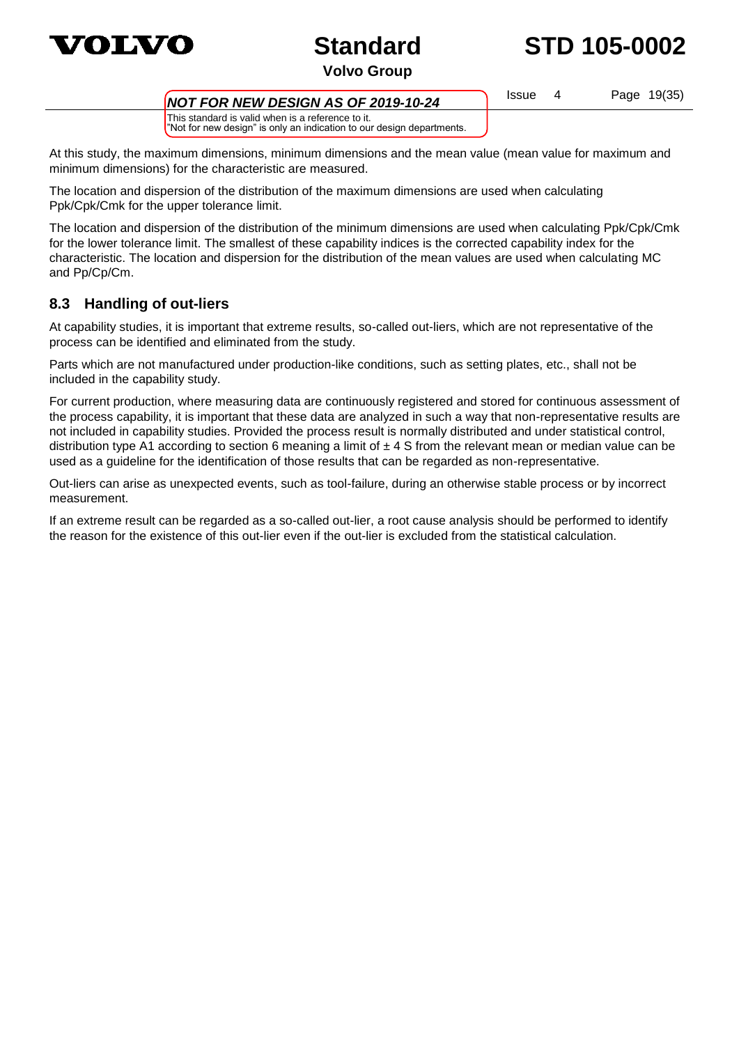At this study, the maximum dimensions, minimum dimensions and the mean value (mean value for maximum and minimum dimensions) for the characteristic are measured.

The location and dispersion of the distribution of the maximum dimensions are used when calculating Ppk/Cpk/Cmk for the upper tolerance limit.

The location and dispersion of the distribution of the minimum dimensions are used when calculating Ppk/Cpk/Cmk for the lower tolerance limit. The smallest of these capability indices is the corrected capability index for the characteristic. The location and dispersion for the distribution of the mean values are used when calculating MC and Pp/Cp/Cm.

## 8.3 Handling of out-liers

At capability studies, it is important that extreme results, so-called out-liers, which are not representative of the process can be identified and eliminated from the study.

Parts which are not manufactured under production-like conditions, such as setting plates, etc., shall not be included in the capability study.

For current production, where measuring data are continuously registered and stored for continuous assessment of the process capability, it is important that these data are analyzed in such a way that non-representative results are not included in capability studies. Provided the process result is normally distributed and under statistical control, distribution type A1 according to section 6 meaning a limit of $\pm$ 4 S from the relevant mean or median value can be used as a guideline for the identification of those results that can be regarded as non-representative.

Out-liers can arise as unexpected events, such as tool-failure, during an otherwise stable process or by incorrect measurement.

If an extreme result can be regarded as a so-called out-lier, a root cause analysis should be performed to identify the reason for the existence of this out-lier even if the out-lier is excluded from the statistical calculation.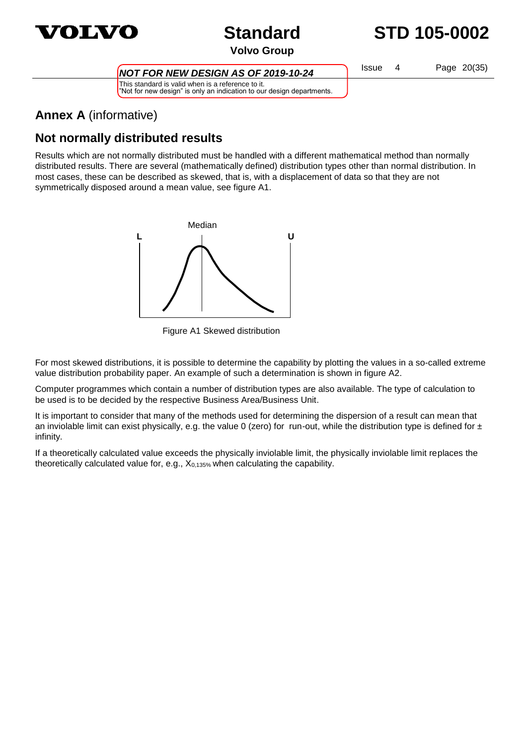## **Annex A** (informative)

## Not normally distributed results

Results which are not normally distributed must be handled with a different mathematical method than normally distributed results. There are several (mathematically defined) distribution types other than normal distribution. In most cases, these can be described as skewed, that is, with a displacement of data so that they are not symmetrically disposed around a mean value, see figure A1.

Figure A1 Skewed distribution

For most skewed distributions, it is possible to determine the capability by plotting the values in a so-called extreme value distribution probability paper. An example of such a determination is shown in figure A2.

Computer programmes which contain a number of distribution types are also available. The type of calculation to be used is to be decided by the respective Business Area/Business Unit.

It is important to consider that many of the methods used for determining the dispersion of a result can mean that an inviolable limit can exist physically, e.g. the value 0 (zero) for run-out, while the distribution type is defined for ± infinity.

If a theoretically calculated value exceeds the physically inviolable limit, the physically inviolable limit replaces the theoretically calculated value for, e.g., $X_{0,135\%}$ when calculating the capability.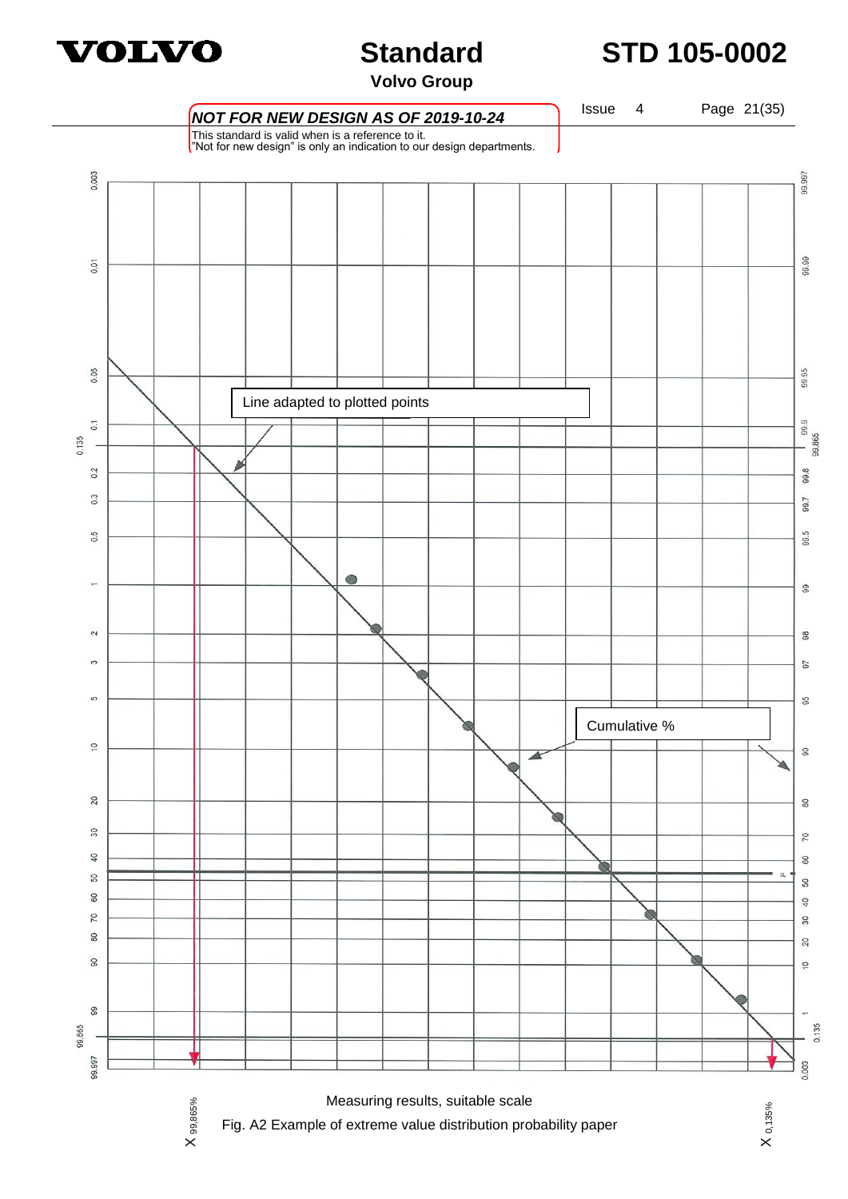*NOT FOR NEW DESIGN AS OF 2019-10-24*

This standard is valid when is a reference to it.
"Not for new design" is only an indication to our design departments.

Line adapted to plotted points

Cumulative %

Measuring results, suitable scale

$X_{99,865\%}$

$X_{0,135\%}$

Fig. A2 Example of extreme value distribution probability paper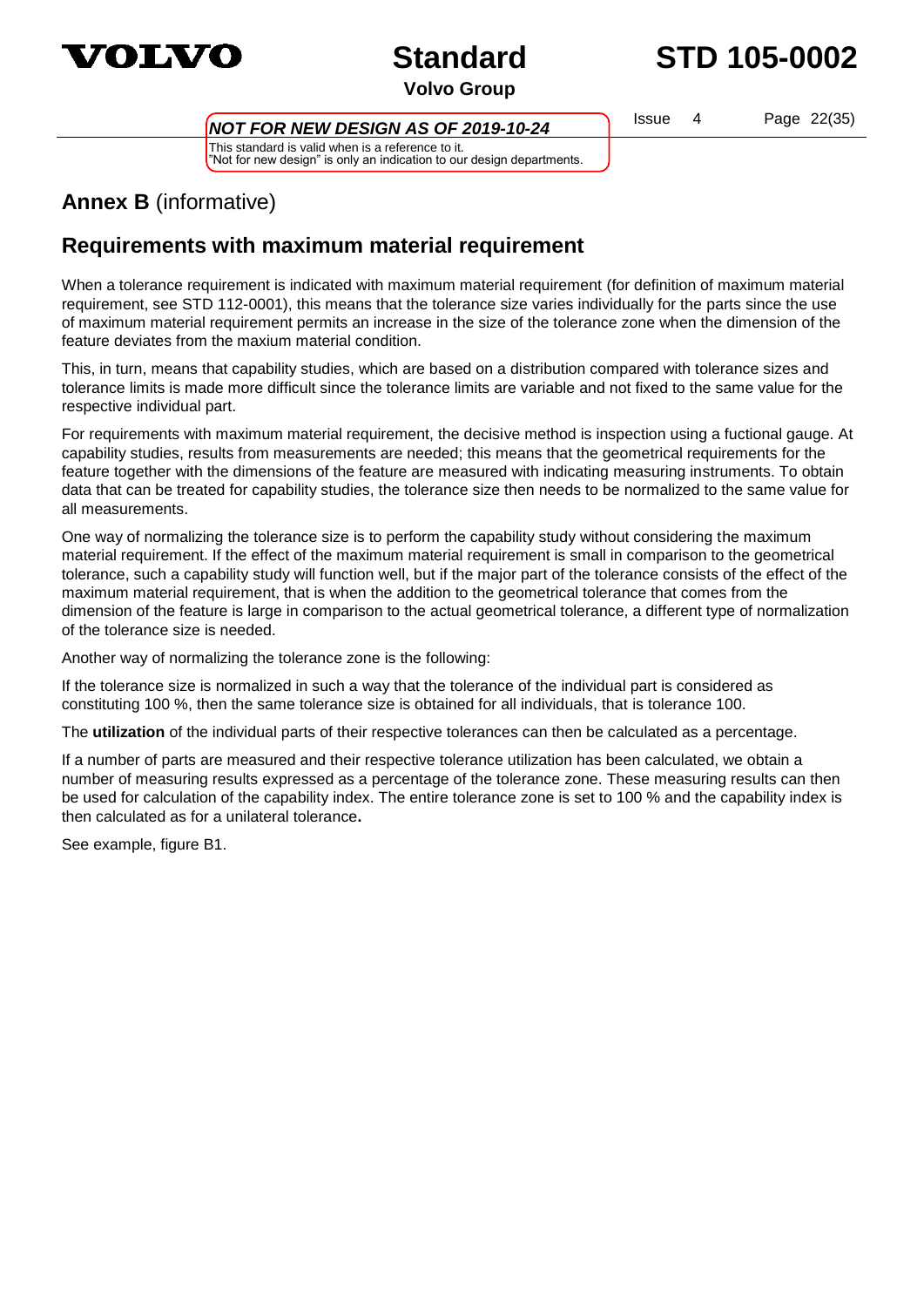## Annex B (informative)

## Requirements with maximum material requirement

When a tolerance requirement is indicated with maximum material requirement (for definition of maximum material requirement, see STD 112-0001), this means that the tolerance size varies individually for the parts since the use of maximum material requirement permits an increase in the size of the tolerance zone when the dimension of the feature deviates from the maxium material condition.

This, in turn, means that capability studies, which are based on a distribution compared with tolerance sizes and tolerance limits is made more difficult since the tolerance limits are variable and not fixed to the same value for the respective individual part.

For requirements with maximum material requirement, the decisive method is inspection using a fuctional gauge. At capability studies, results from measurements are needed; this means that the geometrical requirements for the feature together with the dimensions of the feature are measured with indicating measuring instruments. To obtain data that can be treated for capability studies, the tolerance size then needs to be normalized to the same value for all measurements.

One way of normalizing the tolerance size is to perform the capability study without considering the maximum material requirement. If the effect of the maximum material requirement is small in comparison to the geometrical tolerance, such a capability study will function well, but if the major part of the tolerance consists of the effect of the maximum material requirement, that is when the addition to the geometrical tolerance that comes from the dimension of the feature is large in comparison to the actual geometrical tolerance, a different type of normalization of the tolerance size is needed.

Another way of normalizing the tolerance zone is the following:

If the tolerance size is normalized in such a way that the tolerance of the individual part is considered as constituting 100 %, then the same tolerance size is obtained for all individuals, that is tolerance 100.

The **utilization** of the individual parts of their respective tolerances can then be calculated as a percentage.

If a number of parts are measured and their respective tolerance utilization has been calculated, we obtain a number of measuring results expressed as a percentage of the tolerance zone. These measuring results can then be used for calculation of the capability index. The entire tolerance zone is set to 100 % and the capability index is then calculated as for a unilateral tolerance**.**

See example, figure B1.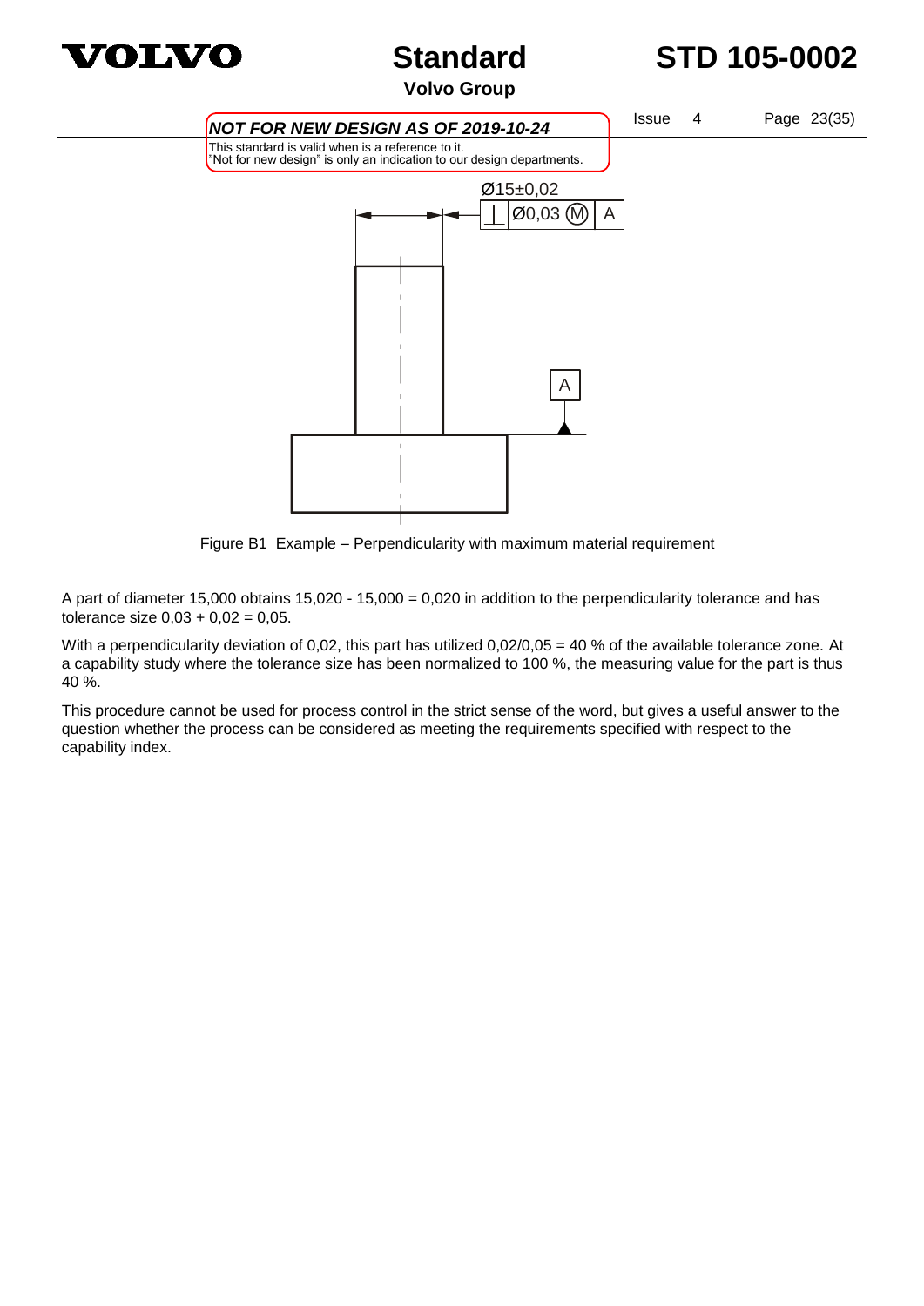*NOT FOR NEW DESIGN AS OF 2019-10-24*

This standard is valid when is a reference to it.
"Not for new design" is only an indication to our design departments.

Figure B1 Example – Perpendicularity with maximum material requirement

A part of diameter 15,000 obtains 15,020 - 15,000 = 0,020 in addition to the perpendicularity tolerance and has tolerance size 0,03 + 0,02 = 0,05.

With a perpendicularity deviation of 0,02, this part has utilized 0,02/0,05 = 40 % of the available tolerance zone. At a capability study where the tolerance size has been normalized to 100 %, the measuring value for the part is thus 40 %.

This procedure cannot be used for process control in the strict sense of the word, but gives a useful answer to the question whether the process can be considered as meeting the requirements specified with respect to the capability index.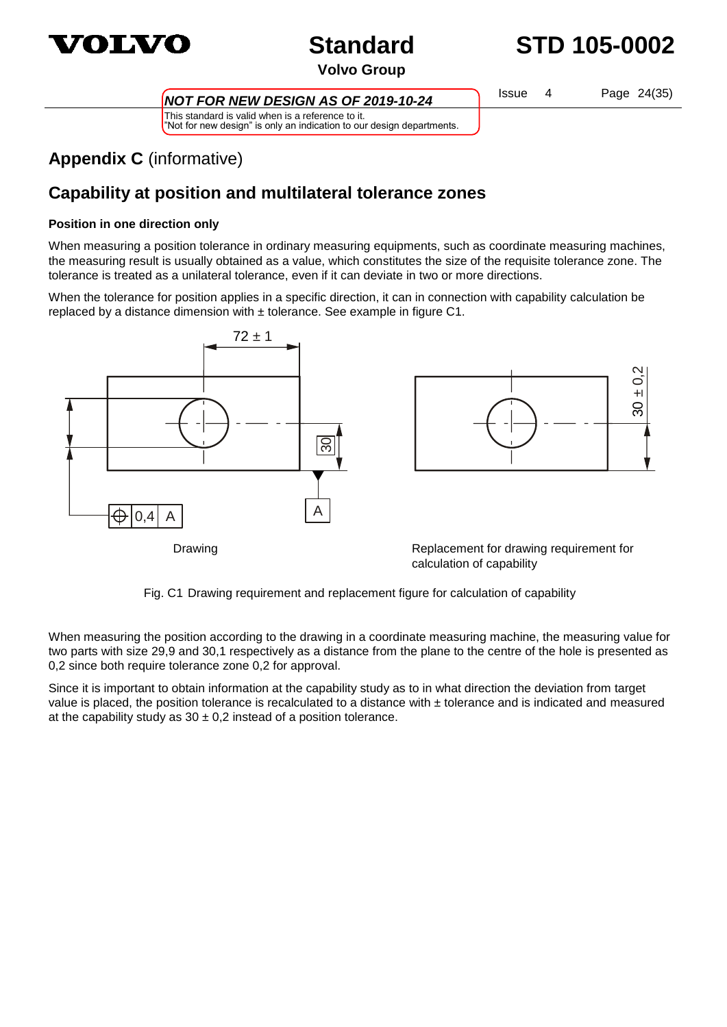# Appendix C (informative)

## Capability at position and multilateral tolerance zones

### Position in one direction only

When measuring a position tolerance in ordinary measuring equipments, such as coordinate measuring machines, the measuring result is usually obtained as a value, which constitutes the size of the requisite tolerance zone. The tolerance is treated as a unilateral tolerance, even if it can deviate in two or more directions.

When the tolerance for position applies in a specific direction, it can in connection with capability calculation be replaced by a distance dimension with ± tolerance. See example in figure C1.

Drawing

Replacement for drawing requirement for calculation of capability

Fig. C1 Drawing requirement and replacement figure for calculation of capability

When measuring the position according to the drawing in a coordinate measuring machine, the measuring value for two parts with size 29,9 and 30,1 respectively as a distance from the plane to the centre of the hole is presented as 0,2 since both require tolerance zone 0,2 for approval.

Since it is important to obtain information at the capability study as to in what direction the deviation from target value is placed, the position tolerance is recalculated to a distance with ± tolerance and is indicated and measured at the capability study as 30 ± 0,2 instead of a position tolerance.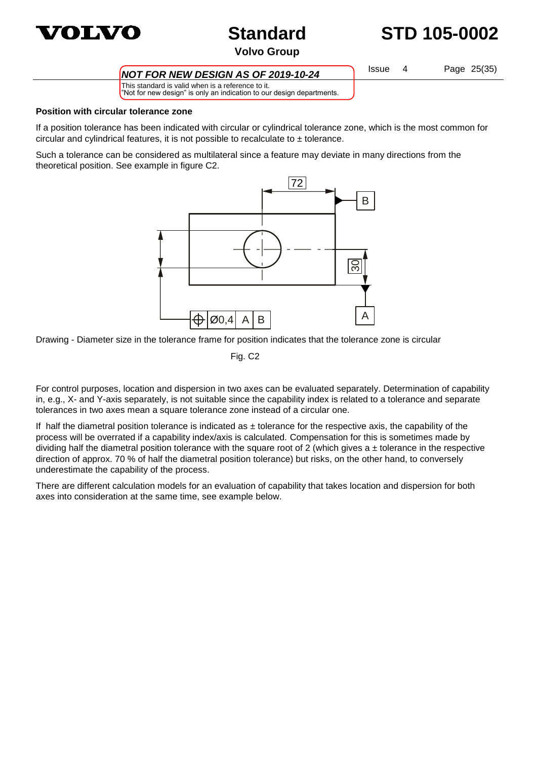**Position with circular tolerance zone**

If a position tolerance has been indicated with circular or cylindrical tolerance zone, which is the most common for circular and cylindrical features, it is not possible to recalculate to ± tolerance.

Such a tolerance can be considered as multilateral since a feature may deviate in many directions from the theoretical position. See example in figure C2.

Drawing - Diameter size in the tolerance frame for position indicates that the tolerance zone is circular

Fig. C2

For control purposes, location and dispersion in two axes can be evaluated separately. Determination of capability in, e.g., X- and Y-axis separately, is not suitable since the capability index is related to a tolerance and separate tolerances in two axes mean a square tolerance zone instead of a circular one.

If half the diametral position tolerance is indicated as ± tolerance for the respective axis, the capability of the process will be overrated if a capability index/axis is calculated. Compensation for this is sometimes made by dividing half the diametral position tolerance with the square root of 2 (which gives a ± tolerance in the respective direction of approx. 70 % of half the diametral position tolerance) but risks, on the other hand, to conversely underestimate the capability of the process.

There are different calculation models for an evaluation of capability that takes location and dispersion for both axes into consideration at the same time, see example below.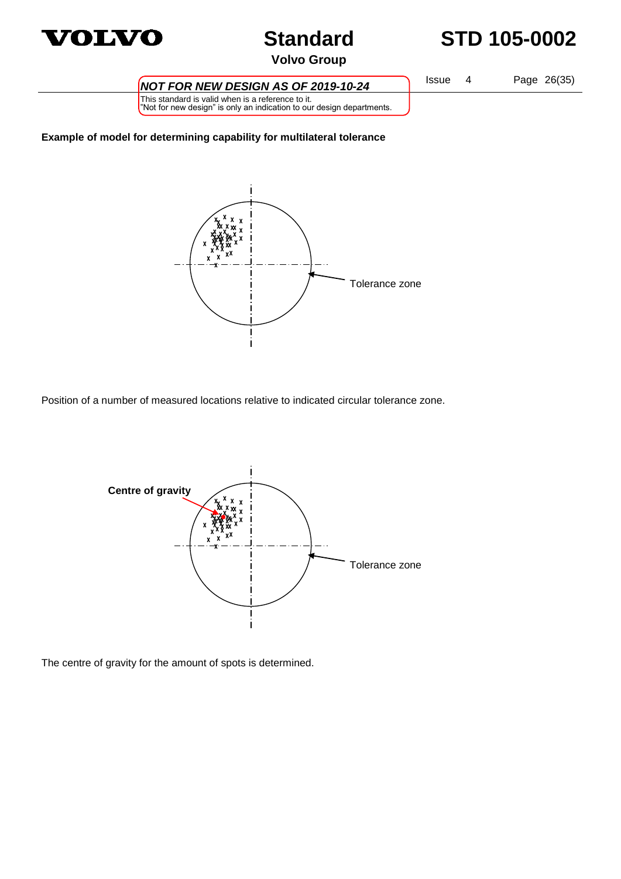**Example of model for determining capability for multilateral tolerance**

Tolerance zone

Position of a number of measured locations relative to indicated circular tolerance zone.

Centre of gravity

Tolerance zone

The centre of gravity for the amount of spots is determined.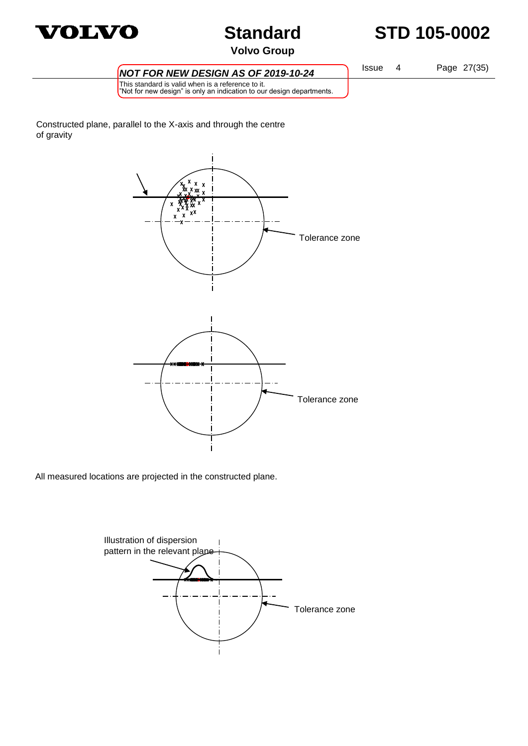Constructed plane, parallel to the X-axis and through the centre of gravity

Tolerance zone

Tolerance zone

All measured locations are projected in the constructed plane.

Illustration of dispersion pattern in the relevant plane

Tolerance zone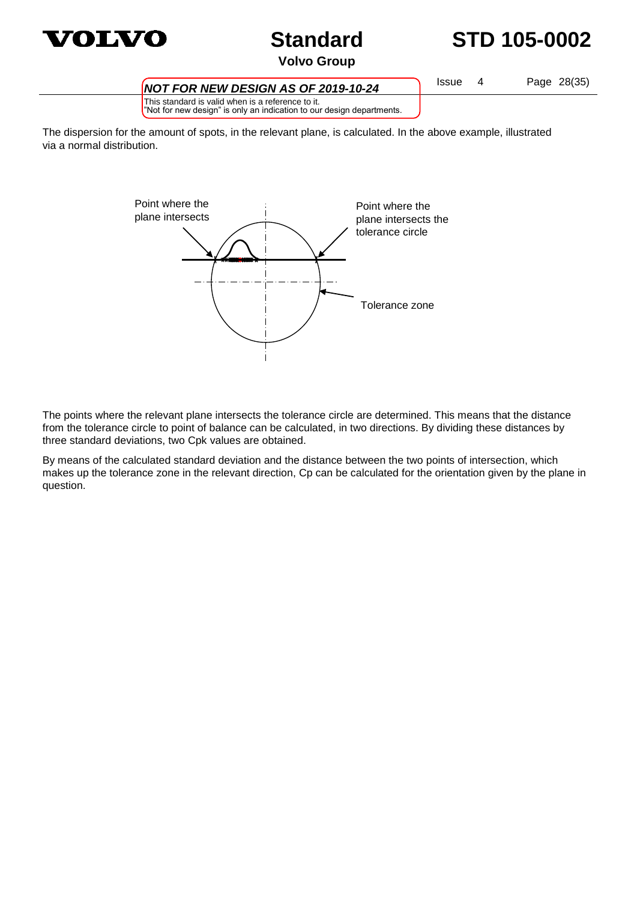The dispersion for the amount of spots, in the relevant plane, is calculated. In the above example, illustrated via a normal distribution.

Point where the plane intersects

Point where the plane intersects the tolerance circle

Tolerance zone

The points where the relevant plane intersects the tolerance circle are determined. This means that the distance from the tolerance circle to point of balance can be calculated, in two directions. By dividing these distances by three standard deviations, two Cpk values are obtained.

By means of the calculated standard deviation and the distance between the two points of intersection, which makes up the tolerance zone in the relevant direction, Cp can be calculated for the orientation given by the plane in question.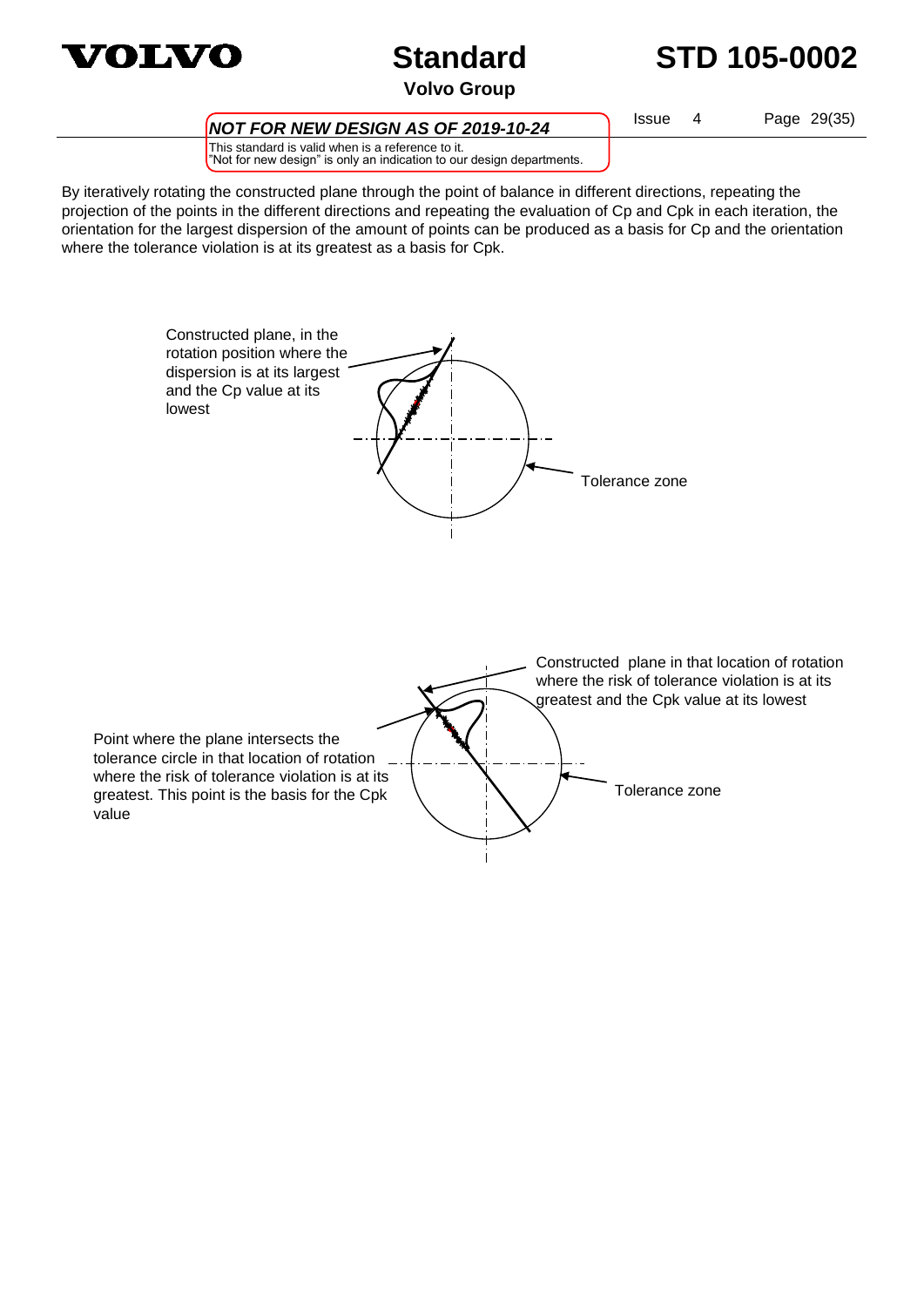By iteratively rotating the constructed plane through the point of balance in different directions, repeating the projection of the points in the different directions and repeating the evaluation of Cp and Cpk in each iteration, the orientation for the largest dispersion of the amount of points can be produced as a basis for Cp and the orientation where the tolerance violation is at its greatest as a basis for Cpk.

Constructed plane, in the rotation position where the dispersion is at its largest and the Cp value at its lowest

Tolerance zone

Constructed plane in that location of rotation where the risk of tolerance violation is at its greatest and the Cpk value at its lowest

Point where the plane intersects the tolerance circle in that location of rotation where the risk of tolerance violation is at its greatest. This point is the basis for the Cpk value

Tolerance zone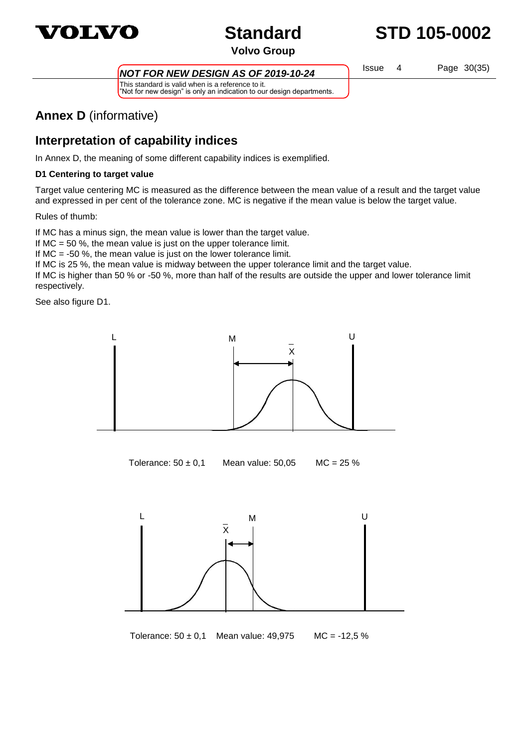# Annex D (informative)

## Interpretation of capability indices

In Annex D, the meaning of some different capability indices is exemplified.

**D1 Centering to target value**

Target value centering MC is measured as the difference between the mean value of a result and the target value and expressed in per cent of the tolerance zone. MC is negative if the mean value is below the target value.

Rules of thumb:

If MC has a minus sign, the mean value is lower than the target value.
If MC = 50 %, the mean value is just on the upper tolerance limit.
If MC = -50 %, the mean value is just on the lower tolerance limit.
If MC is 25 %, the mean value is midway between the upper tolerance limit and the target value.
If MC is higher than 50 % or -50 %, more than half of the results are outside the upper and lower tolerance limit respectively.

See also figure D1.

Tolerance: 50 ± 0,1 Mean value: 50,05 MC = 25 %

Tolerance: 50 ± 0,1 Mean value: 49,975 MC = -12,5 %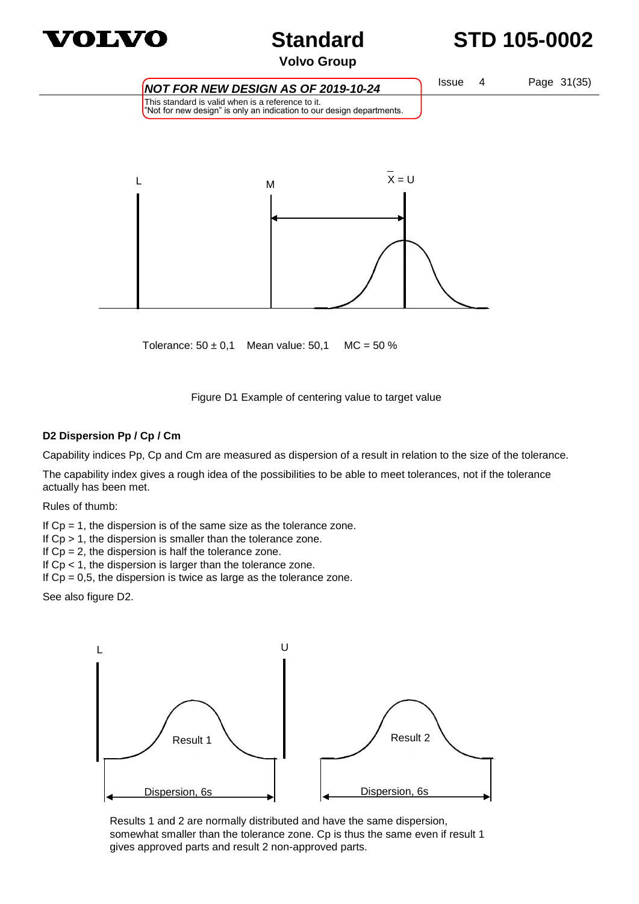Tolerance: 50 ± 0,1    Mean value: 50,1    MC = 50 %

Figure D1 Example of centering value to target value

### D2 Dispersion Pp / Cp / Cm

Capability indices Pp, Cp and Cm are measured as dispersion of a result in relation to the size of the tolerance.

The capability index gives a rough idea of the possibilities to be able to meet tolerances, not if the tolerance actually has been met.

Rules of thumb:

If Cp = 1, the dispersion is of the same size as the tolerance zone.
If Cp > 1, the dispersion is smaller than the tolerance zone.
If Cp = 2, the dispersion is half the tolerance zone.
If Cp < 1, the dispersion is larger than the tolerance zone.
If Cp = 0,5, the dispersion is twice as large as the tolerance zone.

See also figure D2.

Results 1 and 2 are normally distributed and have the same dispersion, somewhat smaller than the tolerance zone. Cp is thus the same even if result 1 gives approved parts and result 2 non-approved parts.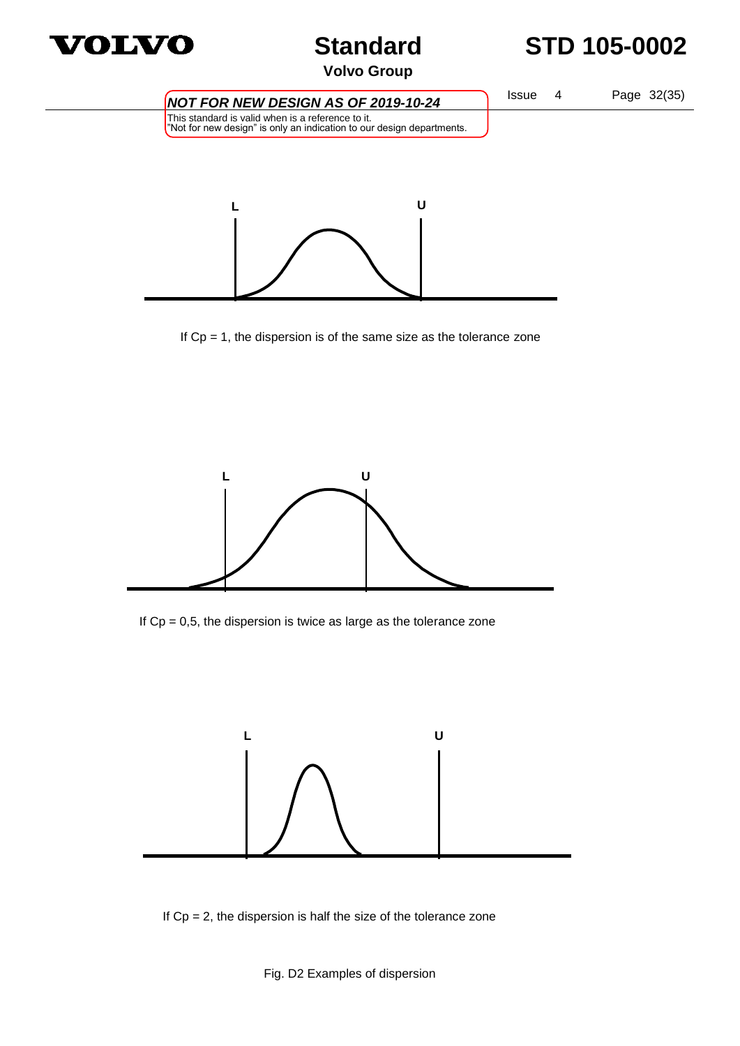L U

If Cp = 1, the dispersion is of the same size as the tolerance zone

L U

If Cp = 0,5, the dispersion is twice as large as the tolerance zone

L U

If Cp = 2, the dispersion is half the size of the tolerance zone

Fig. D2 Examples of dispersion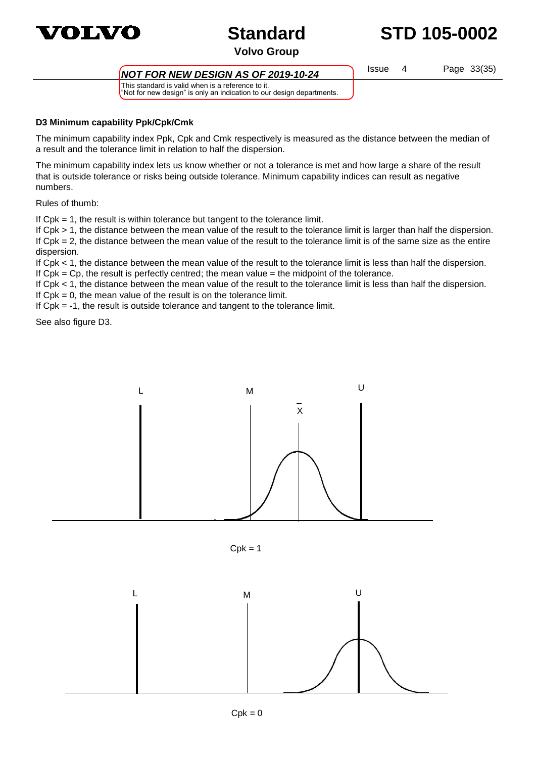**D3 Minimum capability Ppk/Cpk/Cmk**

The minimum capability index Ppk, Cpk and Cmk respectively is measured as the distance between the median of a result and the tolerance limit in relation to half the dispersion.

The minimum capability index lets us know whether or not a tolerance is met and how large a share of the result that is outside tolerance or risks being outside tolerance. Minimum capability indices can result as negative numbers.

Rules of thumb:

If Cpk = 1, the result is within tolerance but tangent to the tolerance limit.
If Cpk > 1, the distance between the mean value of the result to the tolerance limit is larger than half the dispersion.
If Cpk = 2, the distance between the mean value of the result to the tolerance limit is of the same size as the entire dispersion.
If Cpk < 1, the distance between the mean value of the result to the tolerance limit is less than half the dispersion.
If Cpk = Cp, the result is perfectly centred; the mean value = the midpoint of the tolerance.
If Cpk < 1, the distance between the mean value of the result to the tolerance limit is less than half the dispersion.
If Cpk = 0, the mean value of the result is on the tolerance limit.
If Cpk = -1, the result is outside tolerance and tangent to the tolerance limit.

See also figure D3.

L M $\bar{X}$ U

Cpk = 1

L M U

Cpk = 0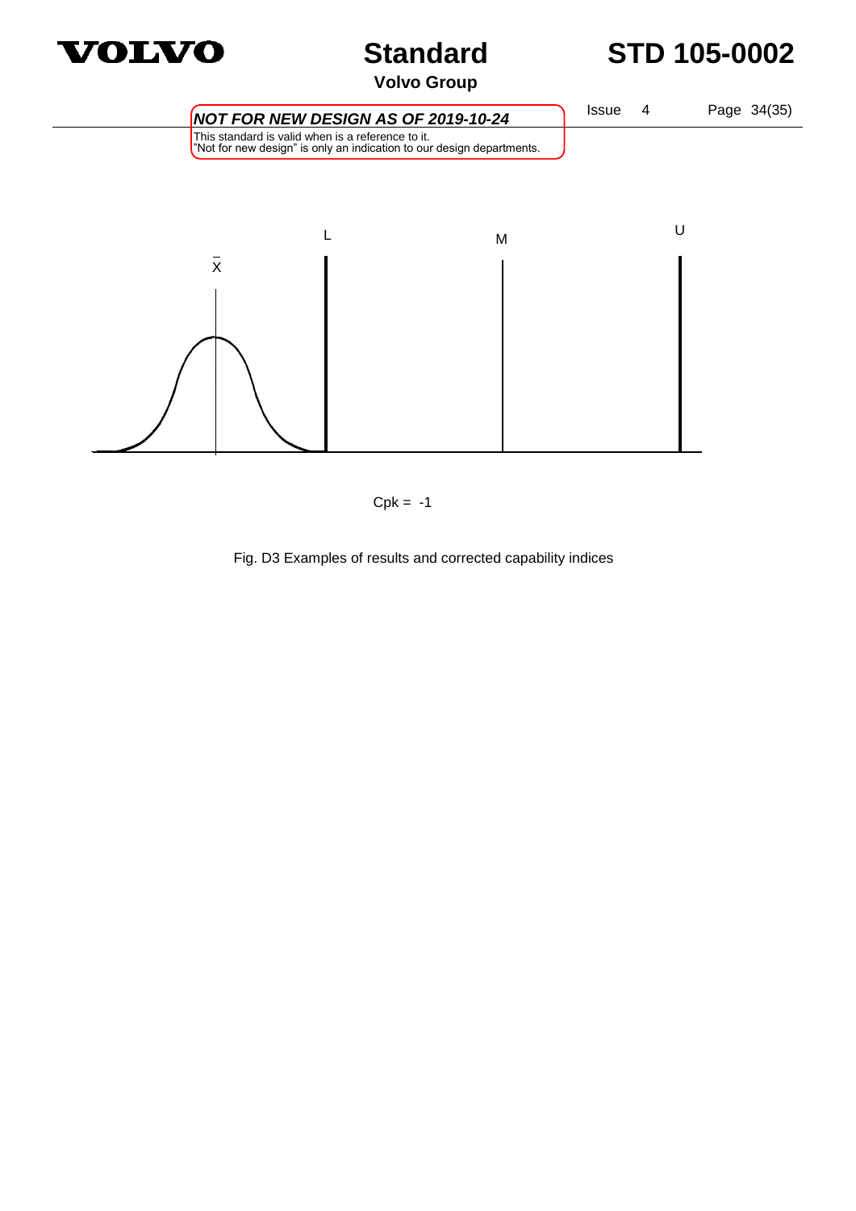**NOT FOR NEW DESIGN AS OF 2019-10-24**

This standard is valid when is a reference to it.
"Not for new design" is only an indication to our design departments.

$\bar{X}$ L M U

Cpk = -1

Fig. D3 Examples of results and corrected capability indices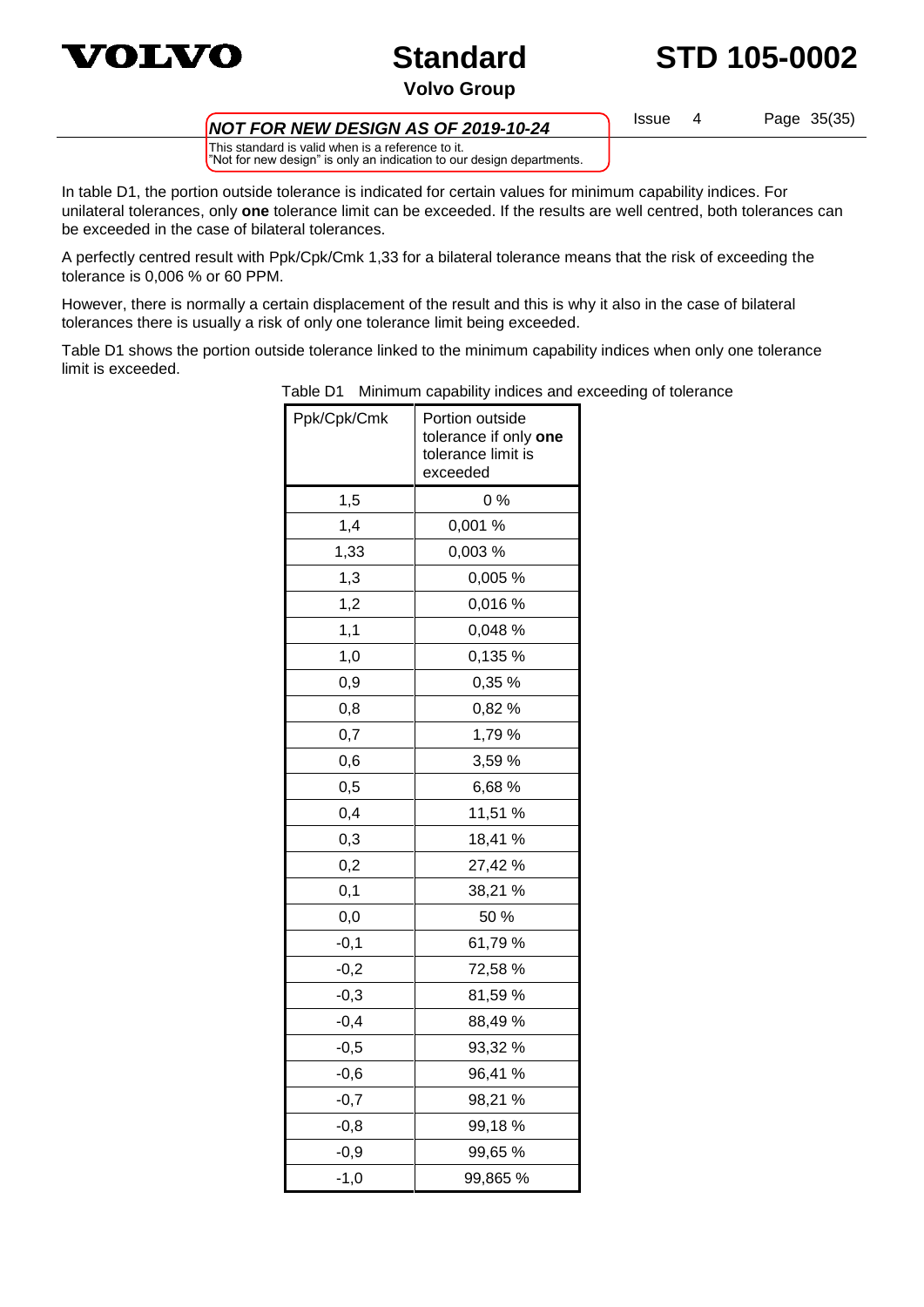In table D1, the portion outside tolerance is indicated for certain values for minimum capability indices. For unilateral tolerances, only **one** tolerance limit can be exceeded. If the results are well centred, both tolerances can be exceeded in the case of bilateral tolerances.

A perfectly centred result with Ppk/Cpk/Cmk 1,33 for a bilateral tolerance means that the risk of exceeding the tolerance is 0,006 % or 60 PPM.

However, there is normally a certain displacement of the result and this is why it also in the case of bilateral tolerances there is usually a risk of only one tolerance limit being exceeded.

Table D1 shows the portion outside tolerance linked to the minimum capability indices when only one tolerance limit is exceeded.

Table D1 Minimum capability indices and exceeding of tolerance

| Ppk/Cpk/Cmk | Portion outside tolerance if only **one** tolerance limit is exceeded |
|---|---|
| 1,5 | 0 % |
| 1,4 | 0,001 % |
| 1,33 | 0,003 % |
| 1,3 | 0,005 % |
| 1,2 | 0,016 % |
| 1,1 | 0,048 % |
| 1,0 | 0,135 % |
| 0,9 | 0,35 % |
| 0,8 | 0,82 % |
| 0,7 | 1,79 % |
| 0,6 | 3,59 % |
| 0,5 | 6,68 % |
| 0,4 | 11,51 % |
| 0,3 | 18,41 % |
| 0,2 | 27,42 % |
| 0,1 | 38,21 % |
| 0,0 | 50 % |
| -0,1 | 61,79 % |
| -0,2 | 72,58 % |
| -0,3 | 81,59 % |
| -0,4 | 88,49 % |
| -0,5 | 93,32 % |
| -0,6 | 96,41 % |
| -0,7 | 98,21 % |
| -0,8 | 99,18 % |
| -0,9 | 99,65 % |
| -1,0 | 99,865 % |